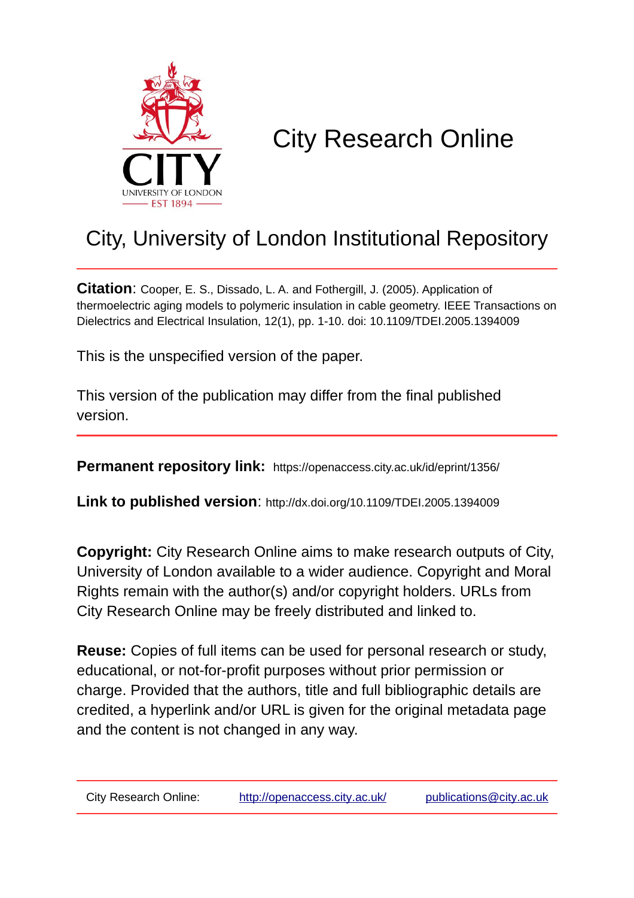# City Research Online

## City, University of London Institutional Repository

**Citation**: Cooper, E. S., Dissado, L. A. and Fothergill, J. (2005). Application of thermoelectric aging models to polymeric insulation in cable geometry. IEEE Transactions on Dielectrics and Electrical Insulation, 12(1), pp. 1-10. doi: 10.1109/TDEI.2005.1394009

This is the unspecified version of the paper.

This version of the publication may differ from the final published version.

**Permanent repository link:** https://openaccess.city.ac.uk/id/eprint/1356/

**Link to published version**: http://dx.doi.org/10.1109/TDEI.2005.1394009

**Copyright:** City Research Online aims to make research outputs of City, University of London available to a wider audience. Copyright and Moral Rights remain with the author(s) and/or copyright holders. URLs from City Research Online may be freely distributed and linked to.

**Reuse:** Copies of full items can be used for personal research or study, educational, or not-for-profit purposes without prior permission or charge. Provided that the authors, title and full bibliographic details are credited, a hyperlink and/or URL is given for the original metadata page and the content is not changed in any way.

City Research Online: http://openaccess.city.ac.uk/ publications@city.ac.uk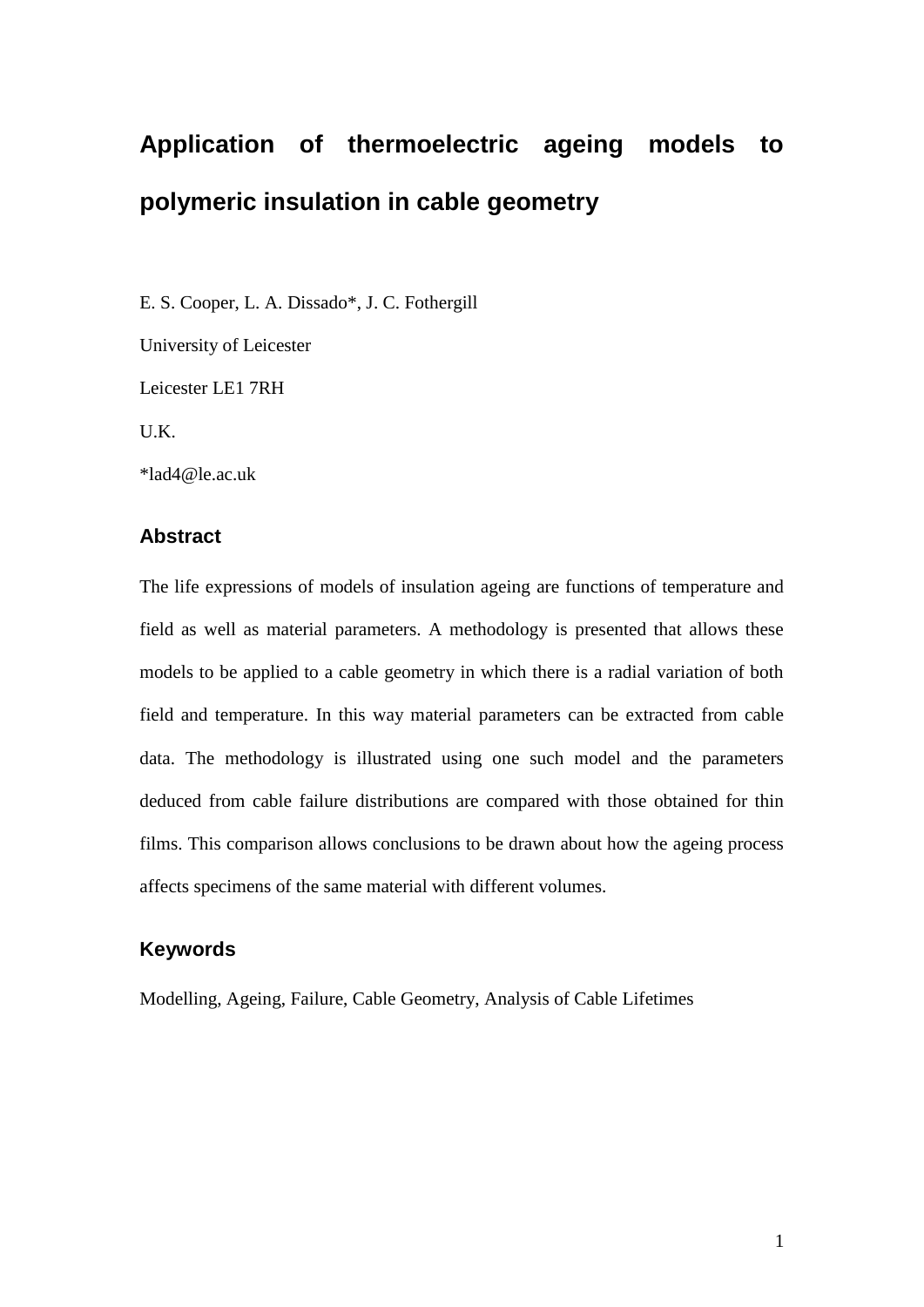# Application of thermoelectric ageing models to polymeric insulation in cable geometry

E. S. Cooper, L. A. Dissado*, J. C. Fothergill

University of Leicester

Leicester LE1 7RH

U.K.

*lad4@le.ac.uk

## Abstract

The life expressions of models of insulation ageing are functions of temperature and field as well as material parameters. A methodology is presented that allows these models to be applied to a cable geometry in which there is a radial variation of both field and temperature. In this way material parameters can be extracted from cable data. The methodology is illustrated using one such model and the parameters deduced from cable failure distributions are compared with those obtained for thin films. This comparison allows conclusions to be drawn about how the ageing process affects specimens of the same material with different volumes.

## Keywords

Modelling, Ageing, Failure, Cable Geometry, Analysis of Cable Lifetimes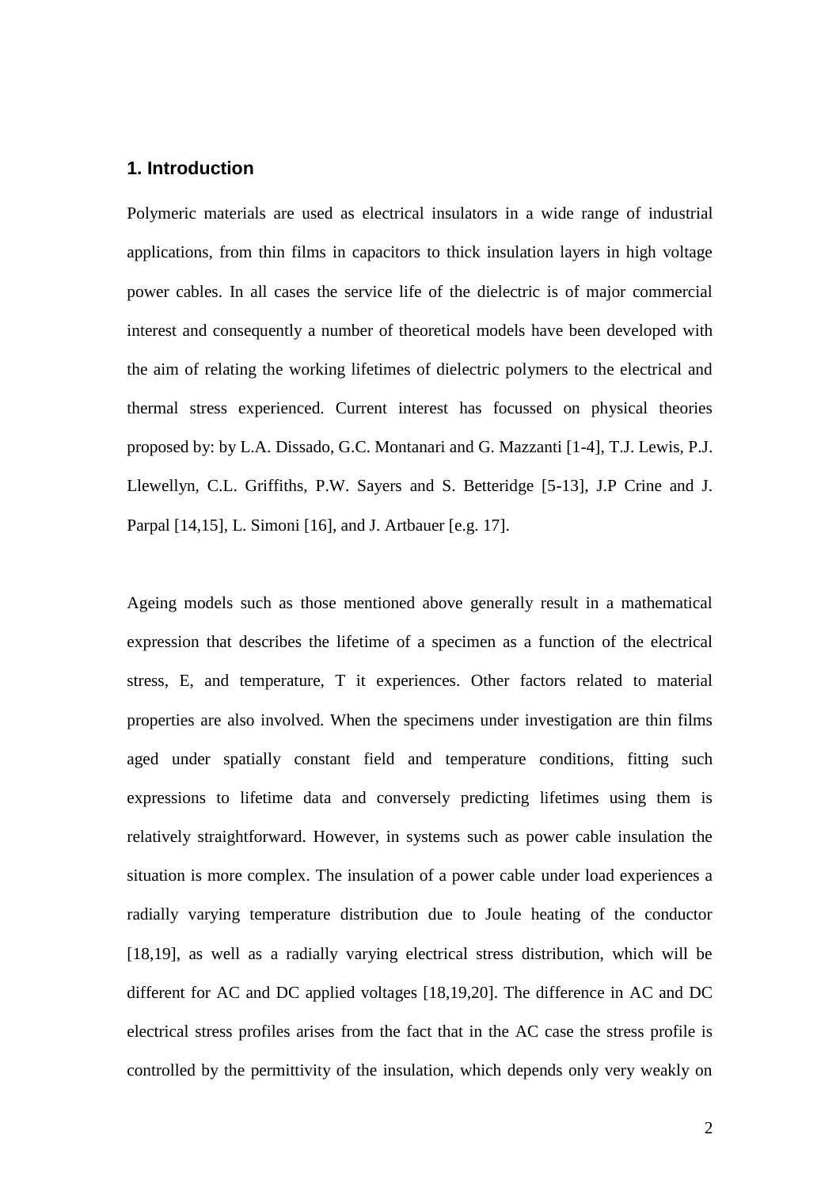## 1. Introduction

Polymeric materials are used as electrical insulators in a wide range of industrial applications, from thin films in capacitors to thick insulation layers in high voltage power cables. In all cases the service life of the dielectric is of major commercial interest and consequently a number of theoretical models have been developed with the aim of relating the working lifetimes of dielectric polymers to the electrical and thermal stress experienced. Current interest has focussed on physical theories proposed by: by L.A. Dissado, G.C. Montanari and G. Mazzanti [1-4], T.J. Lewis, P.J. Llewellyn, C.L. Griffiths, P.W. Sayers and S. Betteridge [5-13], J.P Crine and J. Parpal [14,15], L. Simoni [16], and J. Artbauer [e.g. 17].

Ageing models such as those mentioned above generally result in a mathematical expression that describes the lifetime of a specimen as a function of the electrical stress, E, and temperature, T it experiences. Other factors related to material properties are also involved. When the specimens under investigation are thin films aged under spatially constant field and temperature conditions, fitting such expressions to lifetime data and conversely predicting lifetimes using them is relatively straightforward. However, in systems such as power cable insulation the situation is more complex. The insulation of a power cable under load experiences a radially varying temperature distribution due to Joule heating of the conductor [18,19], as well as a radially varying electrical stress distribution, which will be different for AC and DC applied voltages [18,19,20]. The difference in AC and DC electrical stress profiles arises from the fact that in the AC case the stress profile is controlled by the permittivity of the insulation, which depends only very weakly on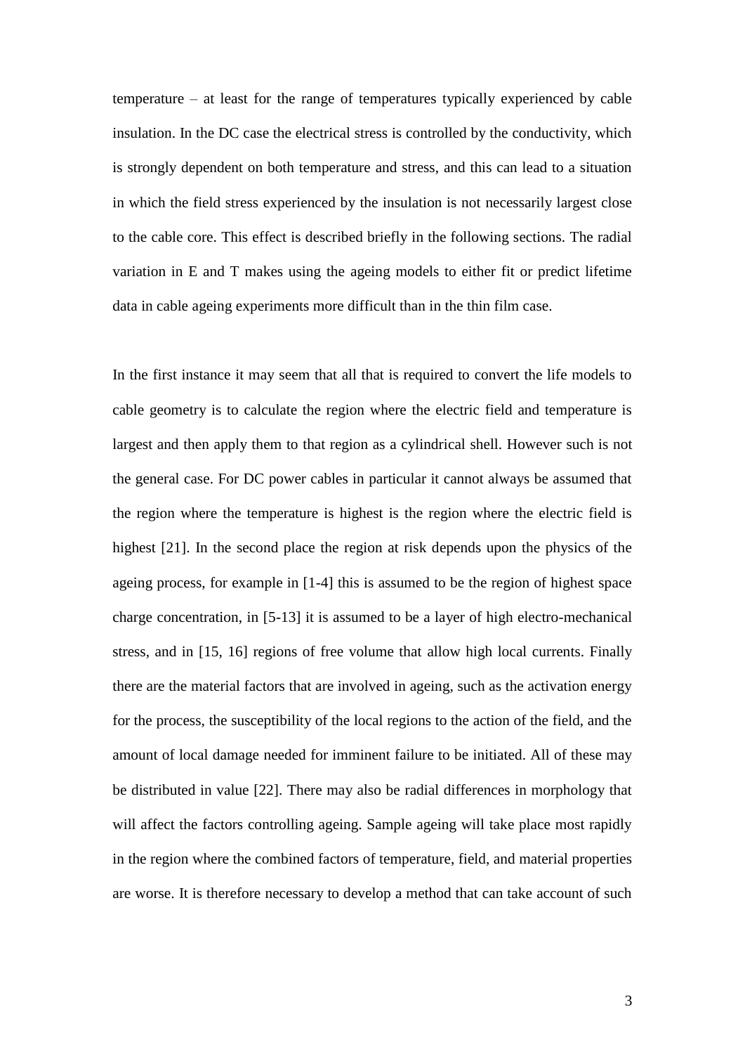temperature – at least for the range of temperatures typically experienced by cable insulation. In the DC case the electrical stress is controlled by the conductivity, which is strongly dependent on both temperature and stress, and this can lead to a situation in which the field stress experienced by the insulation is not necessarily largest close to the cable core. This effect is described briefly in the following sections. The radial variation in E and T makes using the ageing models to either fit or predict lifetime data in cable ageing experiments more difficult than in the thin film case.

In the first instance it may seem that all that is required to convert the life models to cable geometry is to calculate the region where the electric field and temperature is largest and then apply them to that region as a cylindrical shell. However such is not the general case. For DC power cables in particular it cannot always be assumed that the region where the temperature is highest is the region where the electric field is highest [21]. In the second place the region at risk depends upon the physics of the ageing process, for example in [1-4] this is assumed to be the region of highest space charge concentration, in [5-13] it is assumed to be a layer of high electro-mechanical stress, and in [15, 16] regions of free volume that allow high local currents. Finally there are the material factors that are involved in ageing, such as the activation energy for the process, the susceptibility of the local regions to the action of the field, and the amount of local damage needed for imminent failure to be initiated. All of these may be distributed in value [22]. There may also be radial differences in morphology that will affect the factors controlling ageing. Sample ageing will take place most rapidly in the region where the combined factors of temperature, field, and material properties are worse. It is therefore necessary to develop a method that can take account of such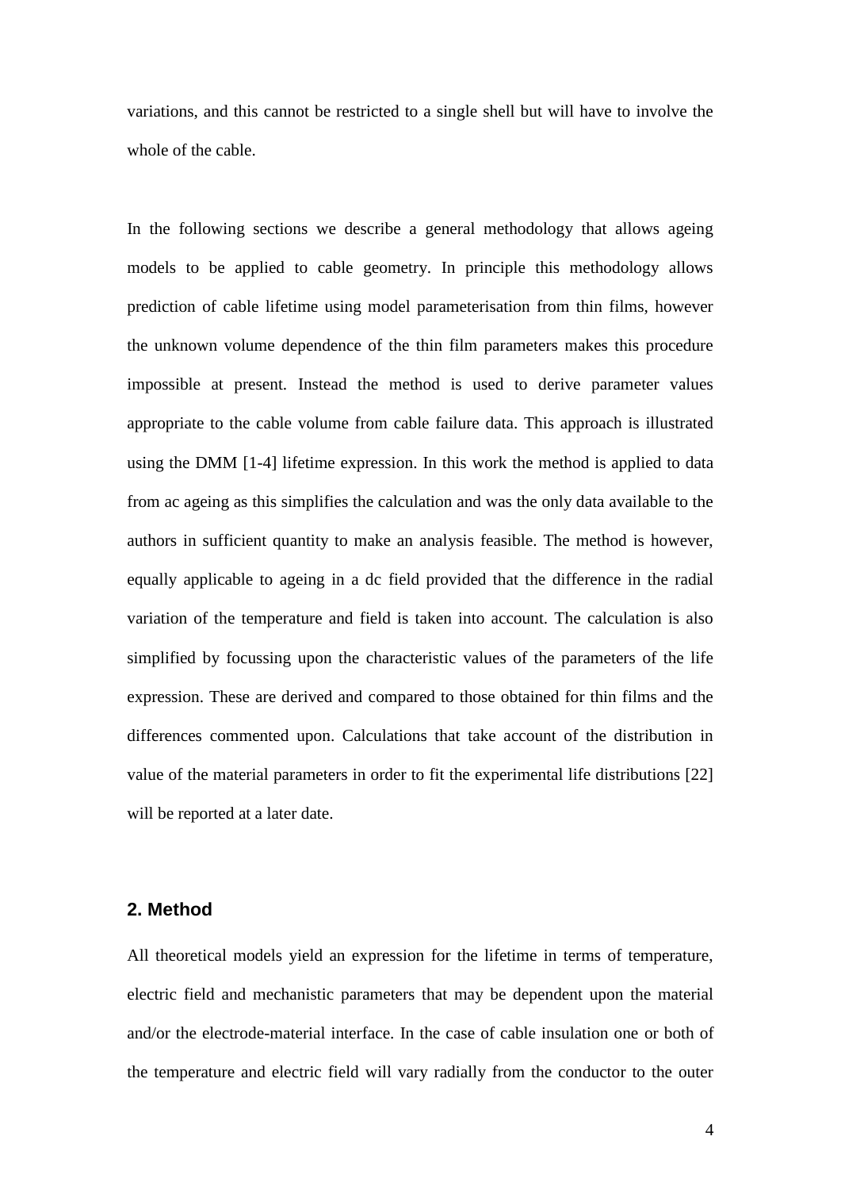variations, and this cannot be restricted to a single shell but will have to involve the whole of the cable.

In the following sections we describe a general methodology that allows ageing models to be applied to cable geometry. In principle this methodology allows prediction of cable lifetime using model parameterisation from thin films, however the unknown volume dependence of the thin film parameters makes this procedure impossible at present. Instead the method is used to derive parameter values appropriate to the cable volume from cable failure data. This approach is illustrated using the DMM [1-4] lifetime expression. In this work the method is applied to data from ac ageing as this simplifies the calculation and was the only data available to the authors in sufficient quantity to make an analysis feasible. The method is however, equally applicable to ageing in a dc field provided that the difference in the radial variation of the temperature and field is taken into account. The calculation is also simplified by focussing upon the characteristic values of the parameters of the life expression. These are derived and compared to those obtained for thin films and the differences commented upon. Calculations that take account of the distribution in value of the material parameters in order to fit the experimental life distributions [22] will be reported at a later date.

## 2. Method

All theoretical models yield an expression for the lifetime in terms of temperature, electric field and mechanistic parameters that may be dependent upon the material and/or the electrode-material interface. In the case of cable insulation one or both of the temperature and electric field will vary radially from the conductor to the outer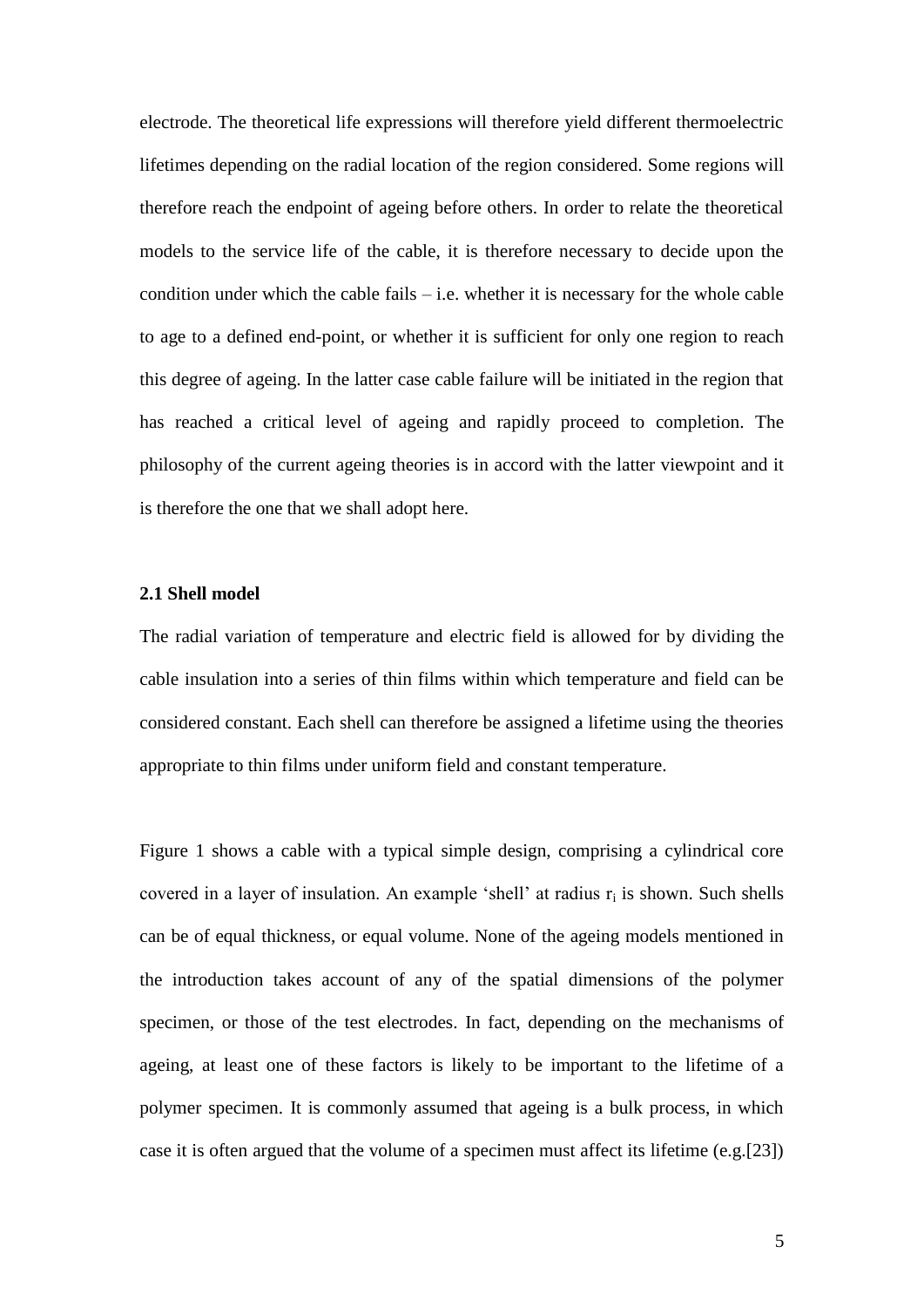electrode. The theoretical life expressions will therefore yield different thermoelectric lifetimes depending on the radial location of the region considered. Some regions will therefore reach the endpoint of ageing before others. In order to relate the theoretical models to the service life of the cable, it is therefore necessary to decide upon the condition under which the cable fails – i.e. whether it is necessary for the whole cable to age to a defined end-point, or whether it is sufficient for only one region to reach this degree of ageing. In the latter case cable failure will be initiated in the region that has reached a critical level of ageing and rapidly proceed to completion. The philosophy of the current ageing theories is in accord with the latter viewpoint and it is therefore the one that we shall adopt here.

### 2.1 Shell model

The radial variation of temperature and electric field is allowed for by dividing the cable insulation into a series of thin films within which temperature and field can be considered constant. Each shell can therefore be assigned a lifetime using the theories appropriate to thin films under uniform field and constant temperature.

Figure 1 shows a cable with a typical simple design, comprising a cylindrical core covered in a layer of insulation. An example 'shell' at radius $r_i$ is shown. Such shells can be of equal thickness, or equal volume. None of the ageing models mentioned in the introduction takes account of any of the spatial dimensions of the polymer specimen, or those of the test electrodes. In fact, depending on the mechanisms of ageing, at least one of these factors is likely to be important to the lifetime of a polymer specimen. It is commonly assumed that ageing is a bulk process, in which case it is often argued that the volume of a specimen must affect its lifetime (e.g.[23])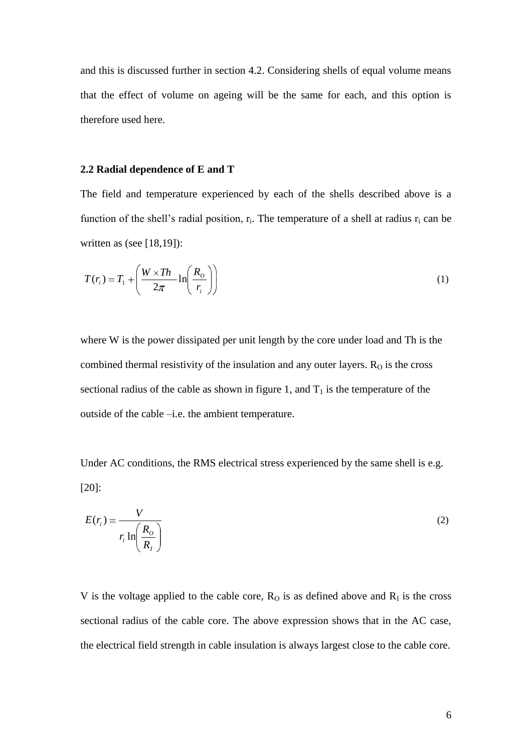and this is discussed further in section 4.2. Considering shells of equal volume means that the effect of volume on ageing will be the same for each, and this option is therefore used here.

### 2.2 Radial dependence of E and T

The field and temperature experienced by each of the shells described above is a function of the shell's radial position, $r_i$. The temperature of a shell at radius $r_i$ can be written as (see [18,19]):

$$T(r_i) = T_1 + \left( \frac{W \times Th}{2\pi} \ln\left( \frac{R_O}{r_i} \right) \right) \tag{1}$$

where W is the power dissipated per unit length by the core under load and Th is the combined thermal resistivity of the insulation and any outer layers. $R_O$ is the cross sectional radius of the cable as shown in figure 1, and $T_1$ is the temperature of the outside of the cable –i.e. the ambient temperature.

Under AC conditions, the RMS electrical stress experienced by the same shell is e.g. [20]:

$$E(r_i) = \frac{V}{r_i \ln\left( \frac{R_O}{R_I} \right)} \tag{2}$$

V is the voltage applied to the cable core, $R_O$ is as defined above and $R_I$ is the cross sectional radius of the cable core. The above expression shows that in the AC case, the electrical field strength in cable insulation is always largest close to the cable core.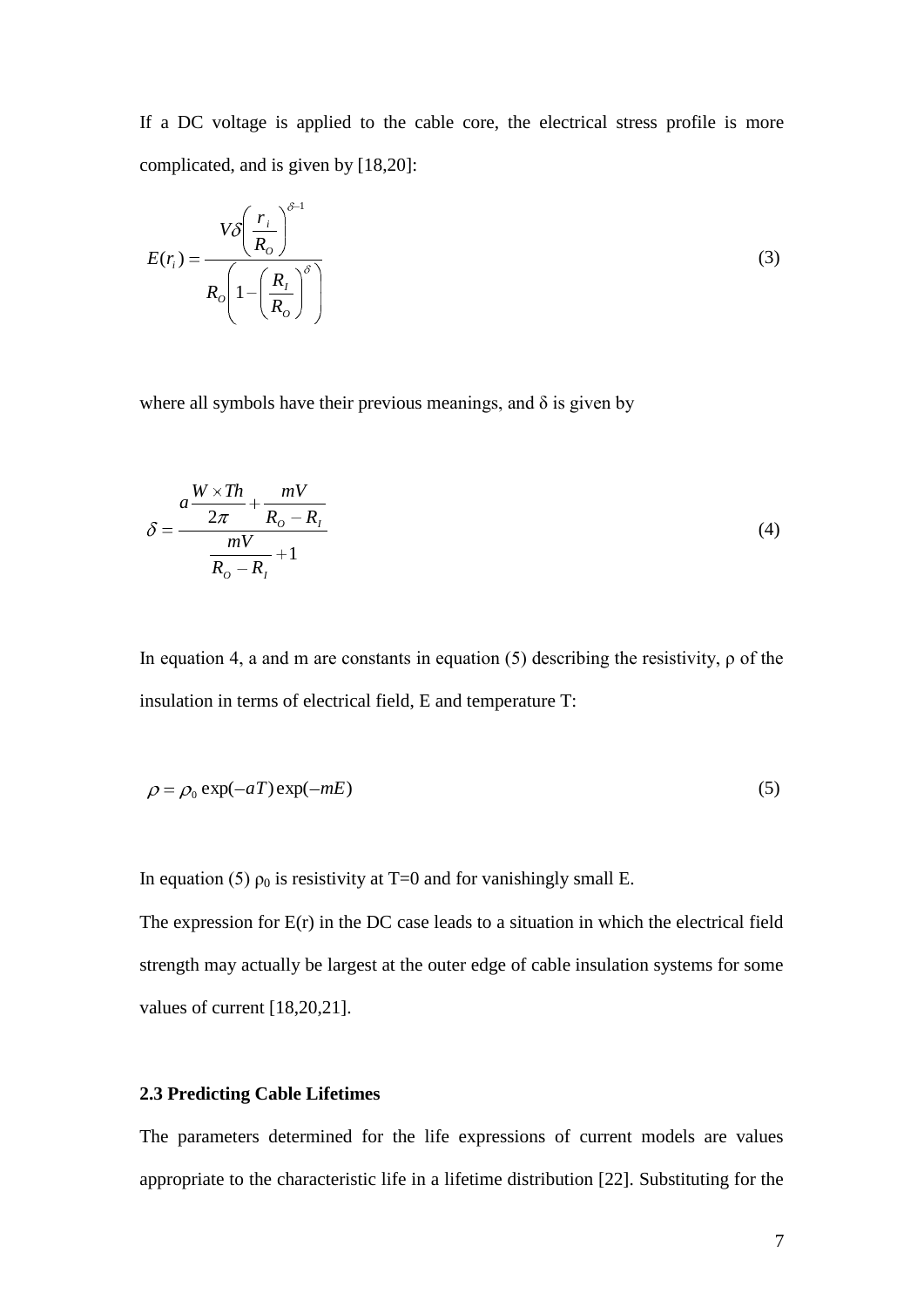If a DC voltage is applied to the cable core, the electrical stress profile is more complicated, and is given by [18,20]:

$$E(r_i) = \frac{V\delta\left(\frac{r_i}{R_O}\right)^{\delta-1}}{R_O\left(1-\left(\frac{R_I}{R_O}\right)^{\delta}\right)} \tag{3}$$

where all symbols have their previous meanings, and δ is given by

$$\delta = \frac{a\frac{W \times Th}{2\pi} + \frac{mV}{R_O - R_I}}{\frac{mV}{R_O - R_I} + 1} \tag{4}$$

In equation 4, a and m are constants in equation (5) describing the resistivity, ρ of the insulation in terms of electrical field, E and temperature T:

$$\rho = \rho_0 \exp(-aT)\exp(-mE) \tag{5}$$

In equation (5) $\rho_0$ is resistivity at T=0 and for vanishingly small E.

The expression for E(r) in the DC case leads to a situation in which the electrical field strength may actually be largest at the outer edge of cable insulation systems for some values of current [18,20,21].

### 2.3 Predicting Cable Lifetimes

The parameters determined for the life expressions of current models are values appropriate to the characteristic life in a lifetime distribution [22]. Substituting for the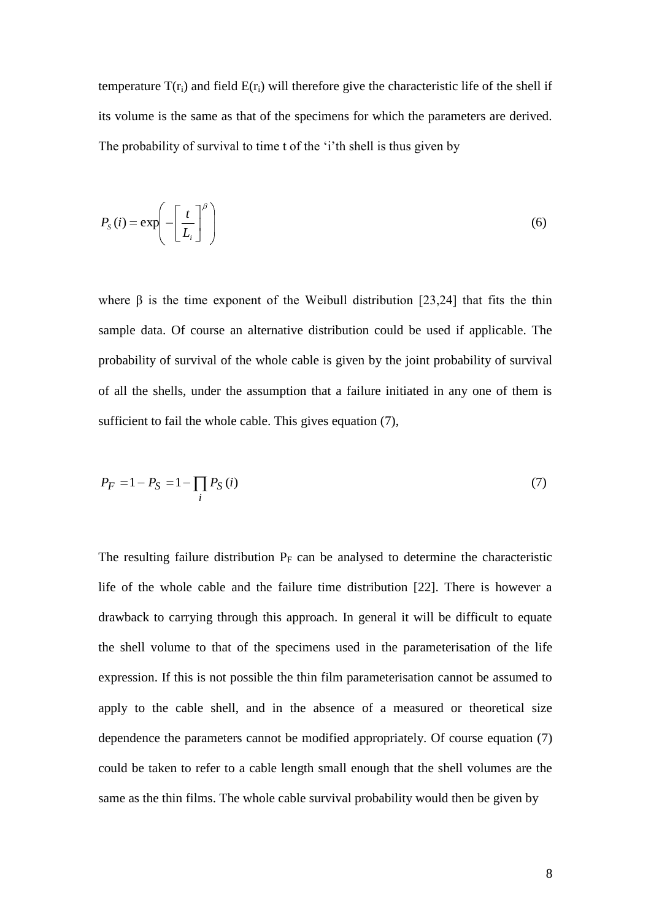temperature $T(r_i)$ and field $E(r_i)$ will therefore give the characteristic life of the shell if its volume is the same as that of the specimens for which the parameters are derived. The probability of survival to time t of the 'i'th shell is thus given by

$$P_S(i) = \exp\left(-\left[\frac{t}{L_i}\right]^{\beta}\right) \tag{6}$$

where β is the time exponent of the Weibull distribution [23,24] that fits the thin sample data. Of course an alternative distribution could be used if applicable. The probability of survival of the whole cable is given by the joint probability of survival of all the shells, under the assumption that a failure initiated in any one of them is sufficient to fail the whole cable. This gives equation (7),

$$P_F = 1 - P_S = 1 - \prod_i P_S(i) \tag{7}$$

The resulting failure distribution $P_F$ can be analysed to determine the characteristic life of the whole cable and the failure time distribution [22]. There is however a drawback to carrying through this approach. In general it will be difficult to equate the shell volume to that of the specimens used in the parameterisation of the life expression. If this is not possible the thin film parameterisation cannot be assumed to apply to the cable shell, and in the absence of a measured or theoretical size dependence the parameters cannot be modified appropriately. Of course equation (7) could be taken to refer to a cable length small enough that the shell volumes are the same as the thin films. The whole cable survival probability would then be given by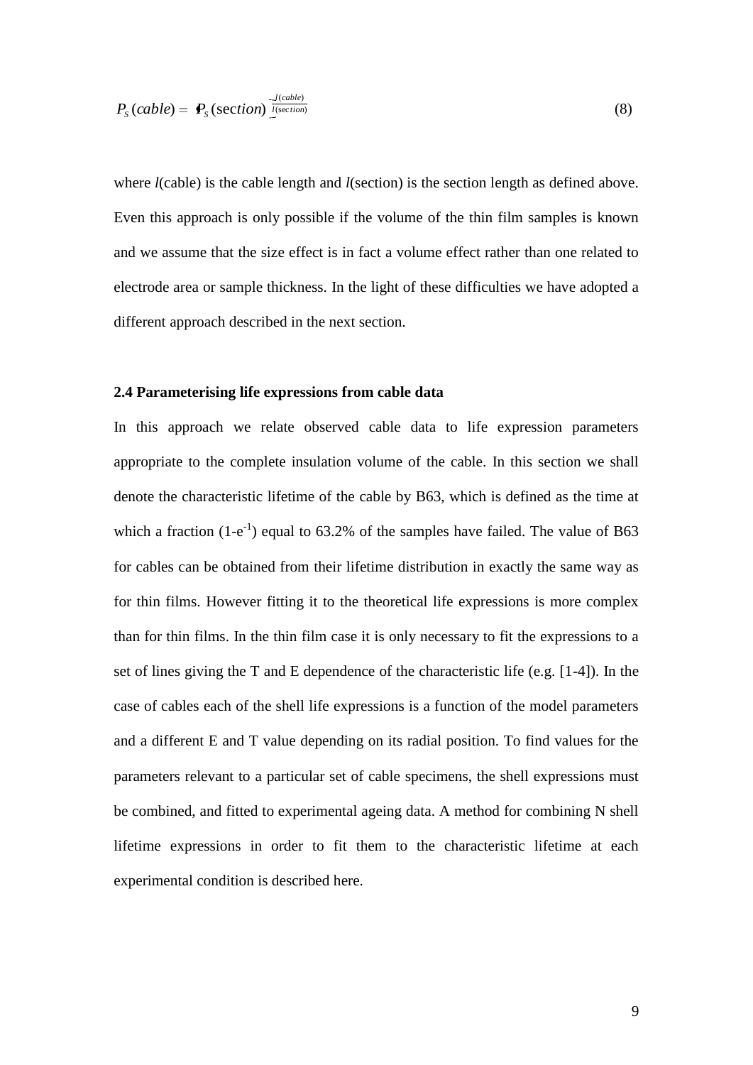$$P_S(cable) = P_S(\text{section})^{\frac{l(cable)}{l(\text{section})}} \tag{8}$$

where $l$(cable) is the cable length and $l$(section) is the section length as defined above. Even this approach is only possible if the volume of the thin film samples is known and we assume that the size effect is in fact a volume effect rather than one related to electrode area or sample thickness. In the light of these difficulties we have adopted a different approach described in the next section.

### 2.4 Parameterising life expressions from cable data

In this approach we relate observed cable data to life expression parameters appropriate to the complete insulation volume of the cable. In this section we shall denote the characteristic lifetime of the cable by B63, which is defined as the time at which a fraction $(1\text{-}e^{-1})$ equal to 63.2% of the samples have failed. The value of B63 for cables can be obtained from their lifetime distribution in exactly the same way as for thin films. However fitting it to the theoretical life expressions is more complex than for thin films. In the thin film case it is only necessary to fit the expressions to a set of lines giving the T and E dependence of the characteristic life (e.g. [1-4]). In the case of cables each of the shell life expressions is a function of the model parameters and a different E and T value depending on its radial position. To find values for the parameters relevant to a particular set of cable specimens, the shell expressions must be combined, and fitted to experimental ageing data. A method for combining N shell lifetime expressions in order to fit them to the characteristic lifetime at each experimental condition is described here.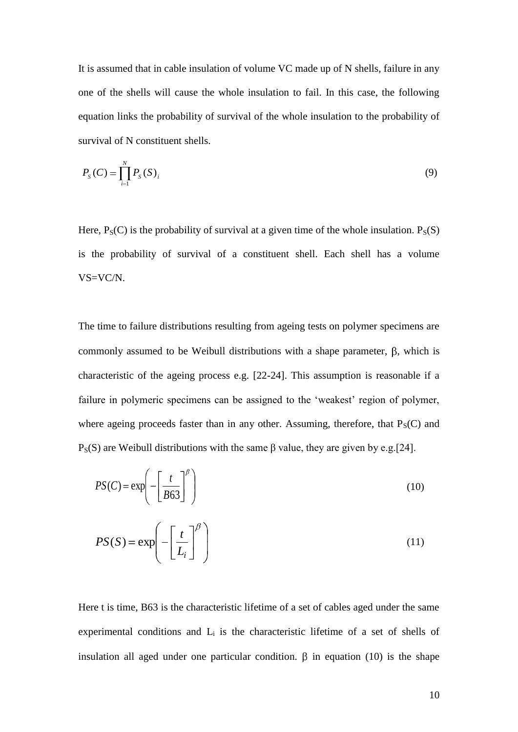It is assumed that in cable insulation of volume VC made up of N shells, failure in any one of the shells will cause the whole insulation to fail. In this case, the following equation links the probability of survival of the whole insulation to the probability of survival of N constituent shells.

$$P_S(C) = \prod_{i=1}^{N} P_S(S)_i \tag{9}$$

Here, $P_S(C)$ is the probability of survival at a given time of the whole insulation. $P_S(S)$ is the probability of survival of a constituent shell. Each shell has a volume VS=VC/N.

The time to failure distributions resulting from ageing tests on polymer specimens are commonly assumed to be Weibull distributions with a shape parameter, $\beta$, which is characteristic of the ageing process e.g. [22-24]. This assumption is reasonable if a failure in polymeric specimens can be assigned to the 'weakest' region of polymer, where ageing proceeds faster than in any other. Assuming, therefore, that $P_S(C)$ and $P_S(S)$ are Weibull distributions with the same $\beta$ value, they are given by e.g.[24].

$$PS(C) = \exp\left(-\left[\frac{t}{B63}\right]^{\beta}\right) \tag{10}$$

$$PS(S) = \exp\left(-\left[\frac{t}{L_i}\right]^{\beta}\right) \tag{11}$$

Here t is time, B63 is the characteristic lifetime of a set of cables aged under the same experimental conditions and $L_i$ is the characteristic lifetime of a set of shells of insulation all aged under one particular condition. $\beta$ in equation (10) is the shape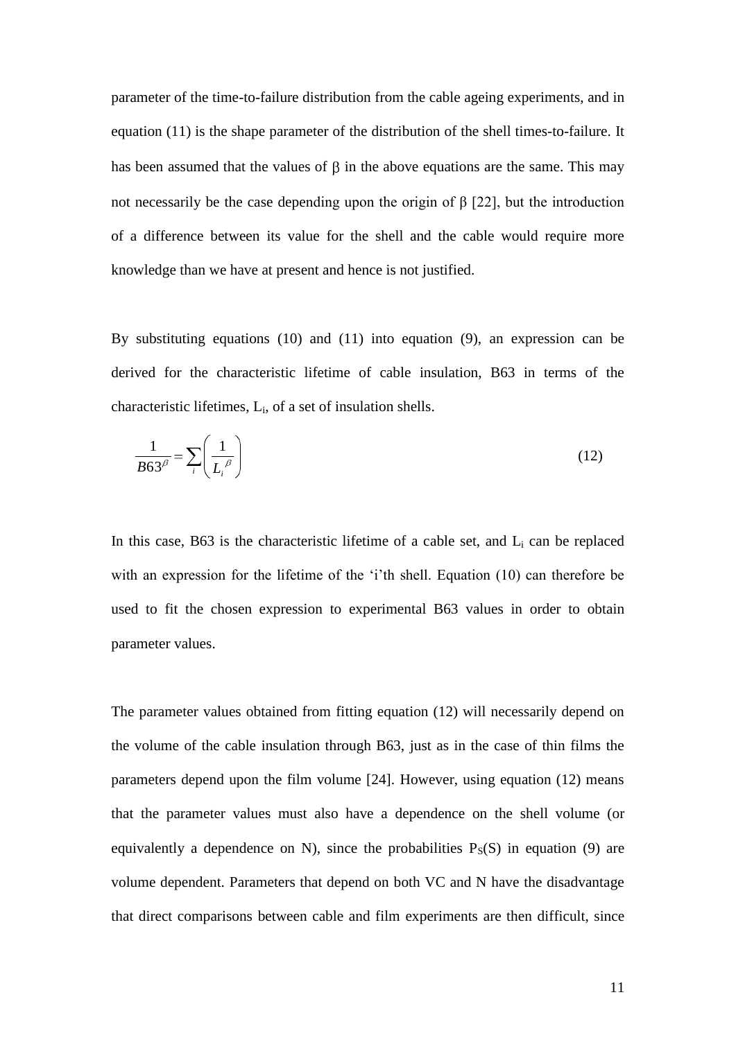parameter of the time-to-failure distribution from the cable ageing experiments, and in equation (11) is the shape parameter of the distribution of the shell times-to-failure. It has been assumed that the values of $\beta$ in the above equations are the same. This may not necessarily be the case depending upon the origin of $\beta$ [22], but the introduction of a difference between its value for the shell and the cable would require more knowledge than we have at present and hence is not justified.

By substituting equations (10) and (11) into equation (9), an expression can be derived for the characteristic lifetime of cable insulation, B63 in terms of the characteristic lifetimes, $L_i$, of a set of insulation shells.

$$\frac{1}{B63^{\beta}} = \sum_{i} \left( \frac{1}{L_i^{\ \beta}} \right) \tag{12}$$

In this case, B63 is the characteristic lifetime of a cable set, and $L_i$ can be replaced with an expression for the lifetime of the 'i'th shell. Equation (10) can therefore be used to fit the chosen expression to experimental B63 values in order to obtain parameter values.

The parameter values obtained from fitting equation (12) will necessarily depend on the volume of the cable insulation through B63, just as in the case of thin films the parameters depend upon the film volume [24]. However, using equation (12) means that the parameter values must also have a dependence on the shell volume (or equivalently a dependence on N), since the probabilities $P_S(S)$ in equation (9) are volume dependent. Parameters that depend on both VC and N have the disadvantage that direct comparisons between cable and film experiments are then difficult, since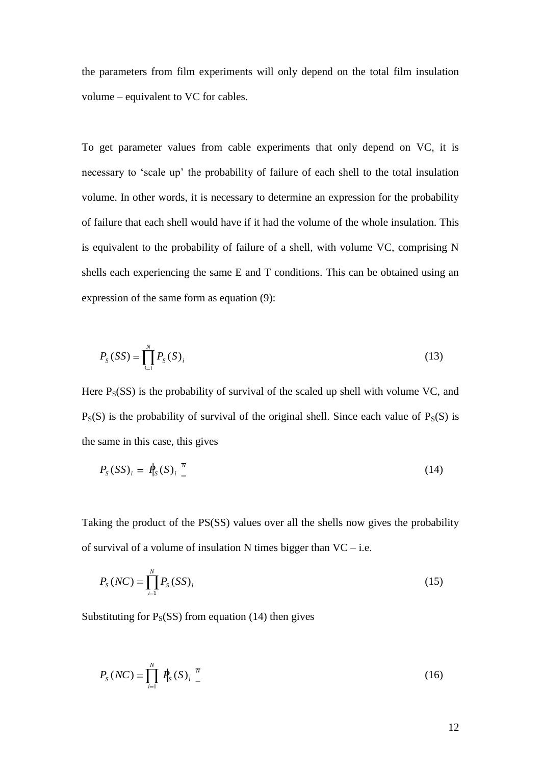the parameters from film experiments will only depend on the total film insulation volume – equivalent to VC for cables.

To get parameter values from cable experiments that only depend on VC, it is necessary to 'scale up' the probability of failure of each shell to the total insulation volume. In other words, it is necessary to determine an expression for the probability of failure that each shell would have if it had the volume of the whole insulation. This is equivalent to the probability of failure of a shell, with volume VC, comprising N shells each experiencing the same E and T conditions. This can be obtained using an expression of the same form as equation (9):

$$P_S(SS) = \prod_{i=1}^{N} P_S(S)_i \tag{13}$$

Here $P_S(SS)$ is the probability of survival of the scaled up shell with volume VC, and $P_S(S)$ is the probability of survival of the original shell. Since each value of $P_S(S)$ is the same in this case, this gives

$$P_S(SS)_i = \left[P_S(S)_i\right]^N \tag{14}$$

Taking the product of the PS(SS) values over all the shells now gives the probability of survival of a volume of insulation N times bigger than VC – i.e.

$$P_S(NC) = \prod_{i=1}^{N} P_S(SS)_i \tag{15}$$

Substituting for $P_S(SS)$ from equation (14) then gives

$$P_S(NC) = \prod_{i=1}^{N} \left[P_S(S)_i\right]^N \tag{16}$$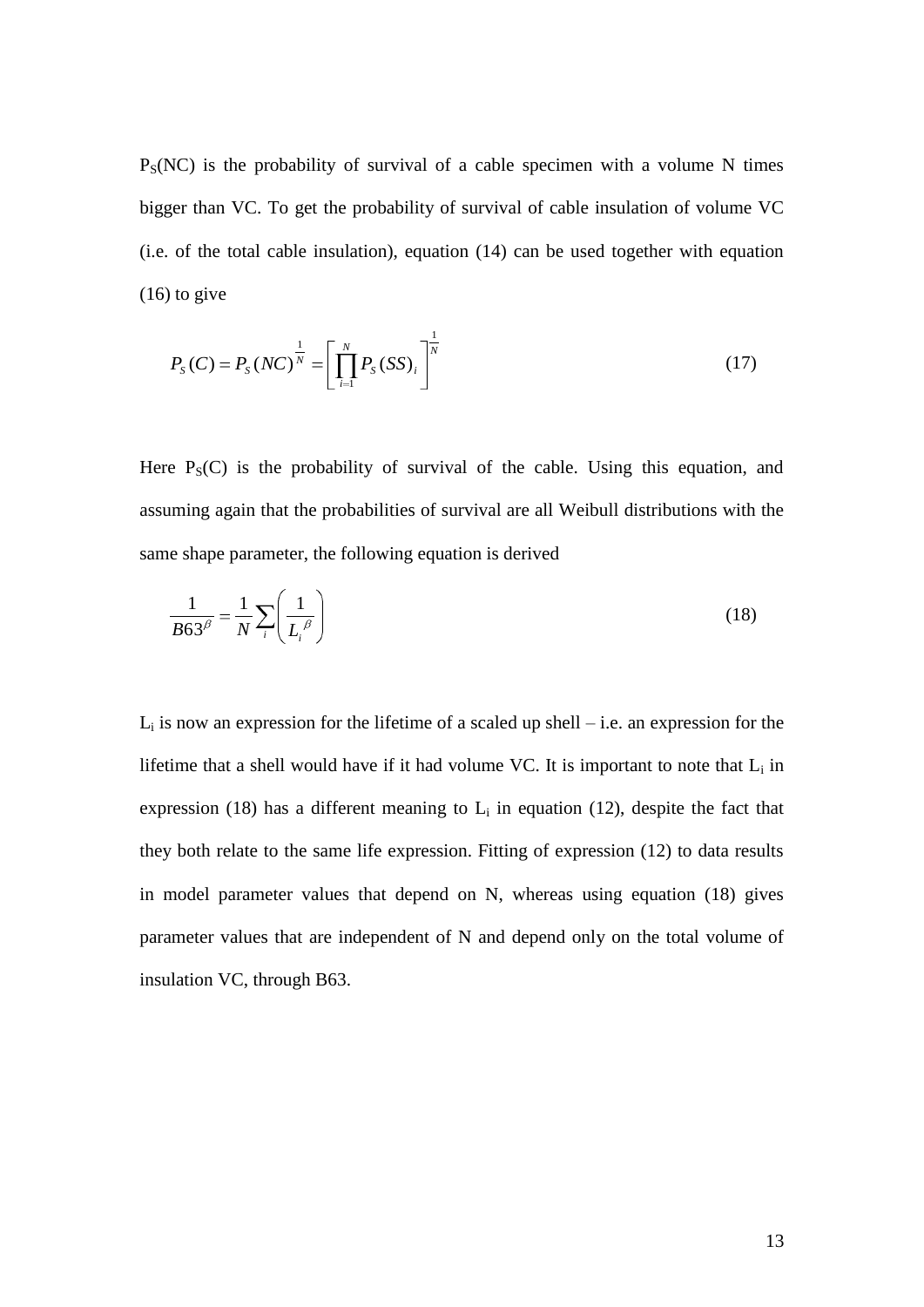$P_S(NC)$ is the probability of survival of a cable specimen with a volume N times bigger than VC. To get the probability of survival of cable insulation of volume VC (i.e. of the total cable insulation), equation (14) can be used together with equation (16) to give

$$P_S(C) = P_S(NC)^{\frac{1}{N}} = \left[ \prod_{i=1}^{N} P_S(SS)_i \right]^{\frac{1}{N}} \tag{17}$$

Here $P_S(C)$ is the probability of survival of the cable. Using this equation, and assuming again that the probabilities of survival are all Weibull distributions with the same shape parameter, the following equation is derived

$$\frac{1}{B63^{\beta}} = \frac{1}{N} \sum_i \left( \frac{1}{L_i^{\beta}} \right) \tag{18}$$

$L_i$ is now an expression for the lifetime of a scaled up shell – i.e. an expression for the lifetime that a shell would have if it had volume VC. It is important to note that $L_i$ in expression (18) has a different meaning to $L_i$ in equation (12), despite the fact that they both relate to the same life expression. Fitting of expression (12) to data results in model parameter values that depend on N, whereas using equation (18) gives parameter values that are independent of N and depend only on the total volume of insulation VC, through B63.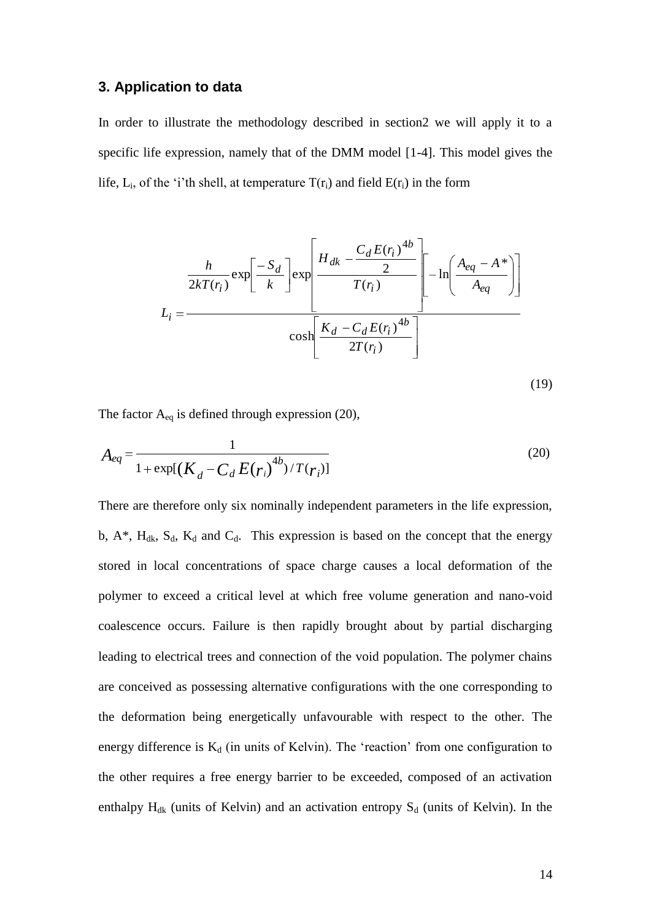## 3. Application to data

In order to illustrate the methodology described in section2 we will apply it to a specific life expression, namely that of the DMM model [1-4]. This model gives the life, $L_i$, of the 'i'th shell, at temperature $T(r_i)$ and field $E(r_i)$ in the form

$$L_i = \frac{\dfrac{h}{2kT(r_i)} \exp\left[\dfrac{-S_d}{k}\right] \exp\left[\dfrac{H_{dk} - \dfrac{C_d E(r_i)^{4b}}{2}}{T(r_i)}\right] \left[-\ln\left(\dfrac{A_{eq} - A^*}{A_{eq}}\right)\right]}{\cosh\left[\dfrac{K_d - C_d E(r_i)^{4b}}{2T(r_i)}\right]} \tag{19}$$

The factor $A_{eq}$ is defined through expression (20),

$$A_{eq} = \frac{1}{1 + \exp[(K_d - C_d E(r_i)^{4b})/T(r_i)]} \tag{20}$$

There are therefore only six nominally independent parameters in the life expression, b, $A^*$, $H_{dk}$, $S_d$, $K_d$ and $C_d$. This expression is based on the concept that the energy stored in local concentrations of space charge causes a local deformation of the polymer to exceed a critical level at which free volume generation and nano-void coalescence occurs. Failure is then rapidly brought about by partial discharging leading to electrical trees and connection of the void population. The polymer chains are conceived as possessing alternative configurations with the one corresponding to the deformation being energetically unfavourable with respect to the other. The energy difference is $K_d$ (in units of Kelvin). The 'reaction' from one configuration to the other requires a free energy barrier to be exceeded, composed of an activation enthalpy $H_{dk}$ (units of Kelvin) and an activation entropy $S_d$ (units of Kelvin). In the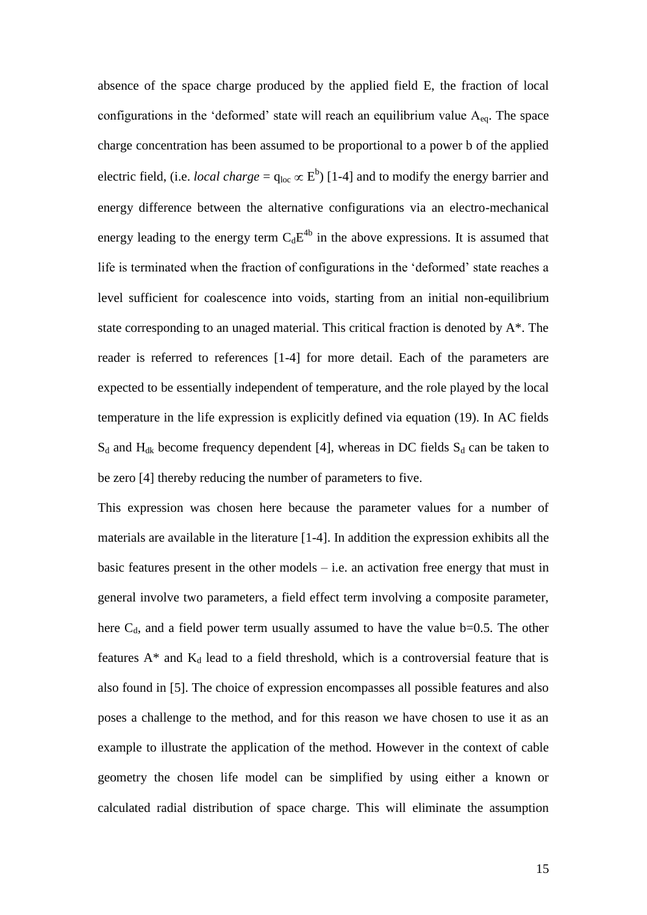absence of the space charge produced by the applied field E, the fraction of local configurations in the 'deformed' state will reach an equilibrium value $A_{eq}$. The space charge concentration has been assumed to be proportional to a power b of the applied electric field, (i.e. *local charge* = $q_{loc} \propto E^b$) [1-4] and to modify the energy barrier and energy difference between the alternative configurations via an electro-mechanical energy leading to the energy term $C_d E^{4b}$ in the above expressions. It is assumed that life is terminated when the fraction of configurations in the 'deformed' state reaches a level sufficient for coalescence into voids, starting from an initial non-equilibrium state corresponding to an unaged material. This critical fraction is denoted by A*. The reader is referred to references [1-4] for more detail. Each of the parameters are expected to be essentially independent of temperature, and the role played by the local temperature in the life expression is explicitly defined via equation (19). In AC fields $S_d$ and $H_{dk}$ become frequency dependent [4], whereas in DC fields $S_d$ can be taken to be zero [4] thereby reducing the number of parameters to five.

This expression was chosen here because the parameter values for a number of materials are available in the literature [1-4]. In addition the expression exhibits all the basic features present in the other models – i.e. an activation free energy that must in general involve two parameters, a field effect term involving a composite parameter, here $C_d$, and a field power term usually assumed to have the value b=0.5. The other features A* and $K_d$ lead to a field threshold, which is a controversial feature that is also found in [5]. The choice of expression encompasses all possible features and also poses a challenge to the method, and for this reason we have chosen to use it as an example to illustrate the application of the method. However in the context of cable geometry the chosen life model can be simplified by using either a known or calculated radial distribution of space charge. This will eliminate the assumption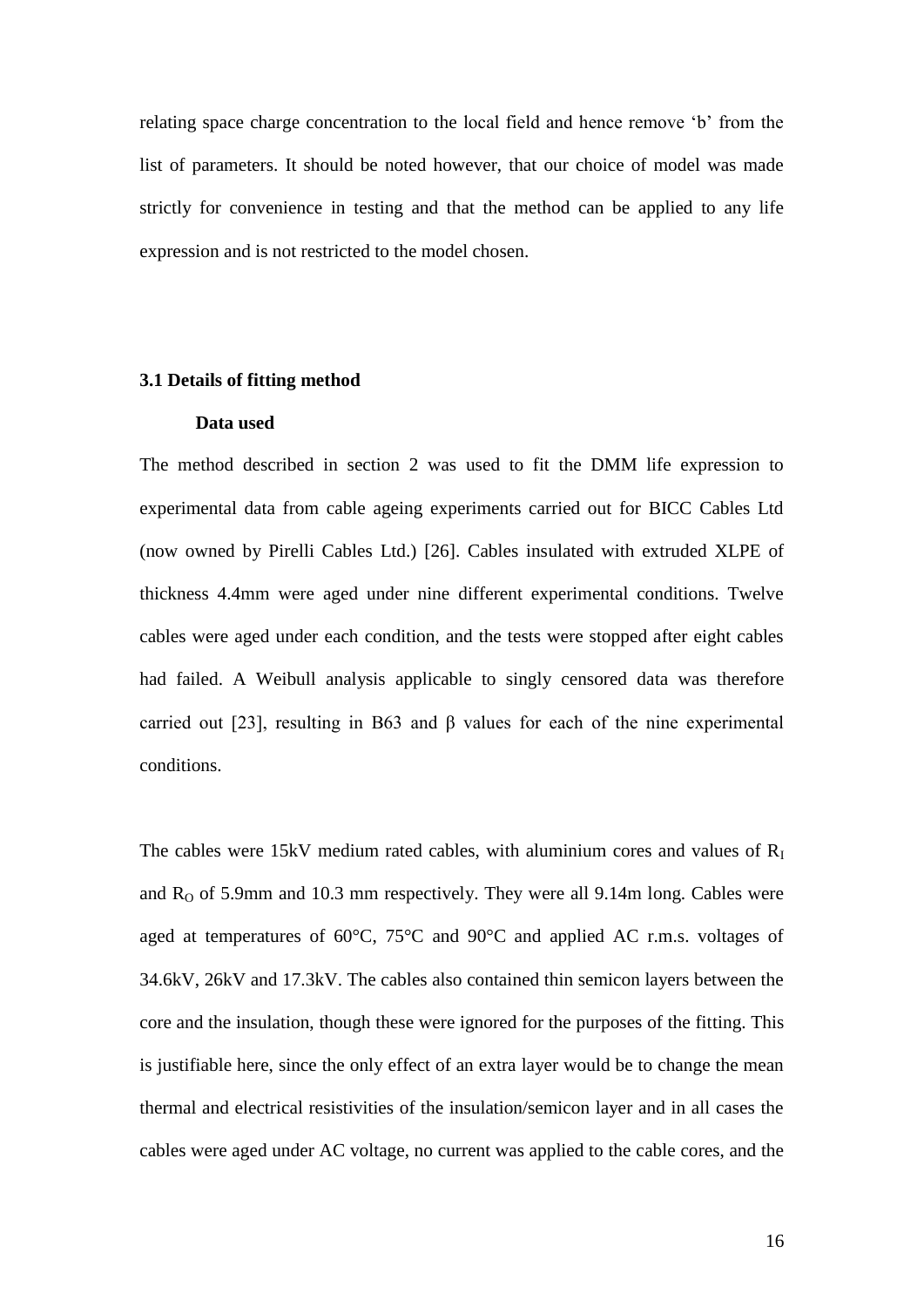relating space charge concentration to the local field and hence remove 'b' from the list of parameters. It should be noted however, that our choice of model was made strictly for convenience in testing and that the method can be applied to any life expression and is not restricted to the model chosen.

### 3.1 Details of fitting method

**Data used**

The method described in section 2 was used to fit the DMM life expression to experimental data from cable ageing experiments carried out for BICC Cables Ltd (now owned by Pirelli Cables Ltd.) [26]. Cables insulated with extruded XLPE of thickness 4.4mm were aged under nine different experimental conditions. Twelve cables were aged under each condition, and the tests were stopped after eight cables had failed. A Weibull analysis applicable to singly censored data was therefore carried out [23], resulting in B63 and $\beta$ values for each of the nine experimental conditions.

The cables were 15kV medium rated cables, with aluminium cores and values of $R_I$ and $R_O$ of 5.9mm and 10.3 mm respectively. They were all 9.14m long. Cables were aged at temperatures of 60°C, 75°C and 90°C and applied AC r.m.s. voltages of 34.6kV, 26kV and 17.3kV. The cables also contained thin semicon layers between the core and the insulation, though these were ignored for the purposes of the fitting. This is justifiable here, since the only effect of an extra layer would be to change the mean thermal and electrical resistivities of the insulation/semicon layer and in all cases the cables were aged under AC voltage, no current was applied to the cable cores, and the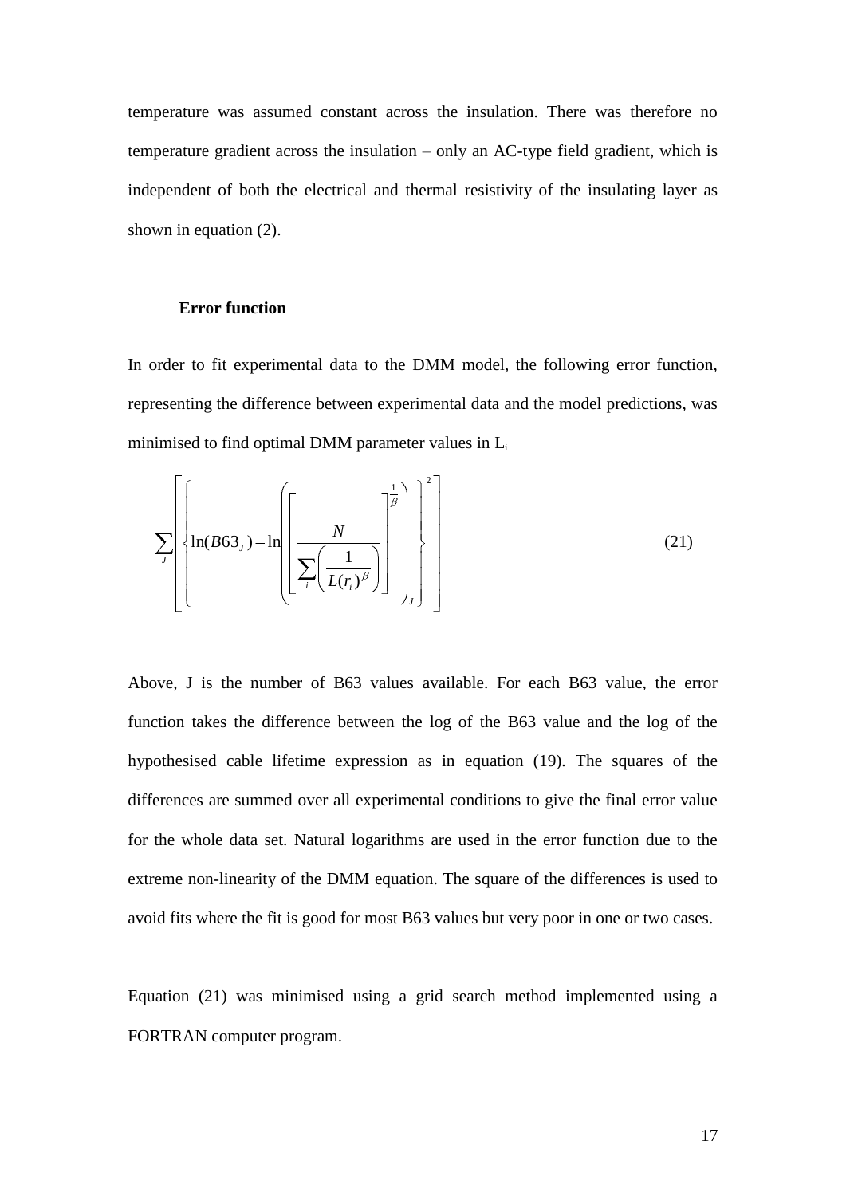temperature was assumed constant across the insulation. There was therefore no temperature gradient across the insulation – only an AC-type field gradient, which is independent of both the electrical and thermal resistivity of the insulating layer as shown in equation (2).

**Error function**

In order to fit experimental data to the DMM model, the following error function, representing the difference between experimental data and the model predictions, was minimised to find optimal DMM parameter values in $L_i$

$$\sum_J \left[ \left\{ \ln(B63_J) - \ln\left( \left[ \frac{N}{\sum_i \left( \frac{1}{L(r_i)^{\beta}} \right)} \right]^{\frac{1}{\beta}} \right)_J \right\}^2 \right] \tag{21}$$

Above, J is the number of B63 values available. For each B63 value, the error function takes the difference between the log of the B63 value and the log of the hypothesised cable lifetime expression as in equation (19). The squares of the differences are summed over all experimental conditions to give the final error value for the whole data set. Natural logarithms are used in the error function due to the extreme non-linearity of the DMM equation. The square of the differences is used to avoid fits where the fit is good for most B63 values but very poor in one or two cases.

Equation (21) was minimised using a grid search method implemented using a FORTRAN computer program.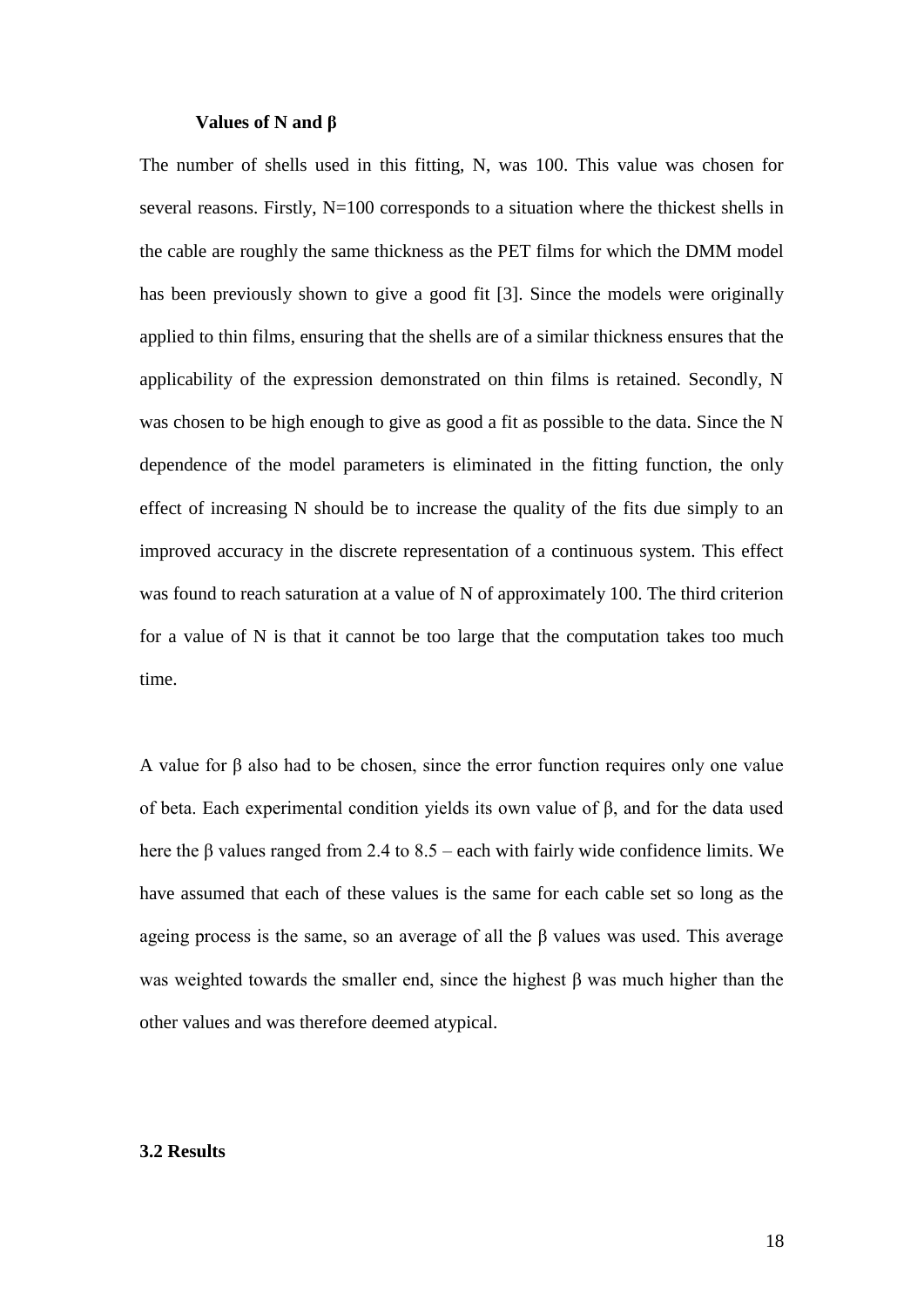### Values of N and β

The number of shells used in this fitting, N, was 100. This value was chosen for several reasons. Firstly, N=100 corresponds to a situation where the thickest shells in the cable are roughly the same thickness as the PET films for which the DMM model has been previously shown to give a good fit [3]. Since the models were originally applied to thin films, ensuring that the shells are of a similar thickness ensures that the applicability of the expression demonstrated on thin films is retained. Secondly, N was chosen to be high enough to give as good a fit as possible to the data. Since the N dependence of the model parameters is eliminated in the fitting function, the only effect of increasing N should be to increase the quality of the fits due simply to an improved accuracy in the discrete representation of a continuous system. This effect was found to reach saturation at a value of N of approximately 100. The third criterion for a value of N is that it cannot be too large that the computation takes too much time.

A value for β also had to be chosen, since the error function requires only one value of beta. Each experimental condition yields its own value of β, and for the data used here the β values ranged from 2.4 to 8.5 – each with fairly wide confidence limits. We have assumed that each of these values is the same for each cable set so long as the ageing process is the same, so an average of all the β values was used. This average was weighted towards the smaller end, since the highest β was much higher than the other values and was therefore deemed atypical.

## 3.2 Results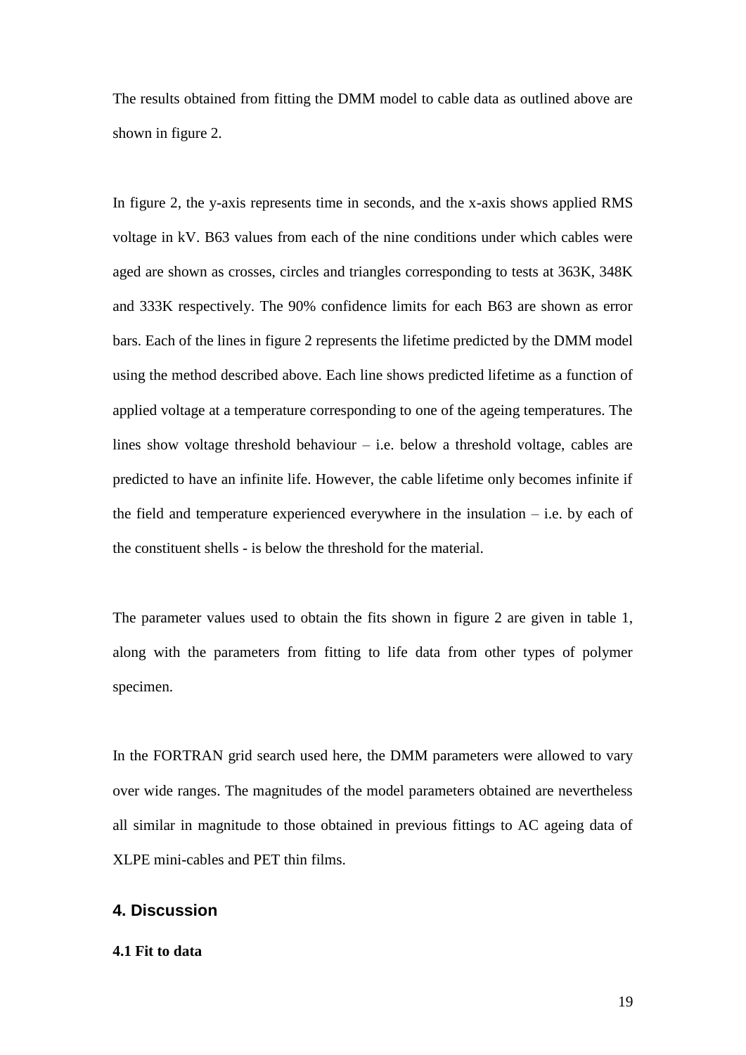The results obtained from fitting the DMM model to cable data as outlined above are shown in figure 2.

In figure 2, the y-axis represents time in seconds, and the x-axis shows applied RMS voltage in kV. B63 values from each of the nine conditions under which cables were aged are shown as crosses, circles and triangles corresponding to tests at 363K, 348K and 333K respectively. The 90% confidence limits for each B63 are shown as error bars. Each of the lines in figure 2 represents the lifetime predicted by the DMM model using the method described above. Each line shows predicted lifetime as a function of applied voltage at a temperature corresponding to one of the ageing temperatures. The lines show voltage threshold behaviour – i.e. below a threshold voltage, cables are predicted to have an infinite life. However, the cable lifetime only becomes infinite if the field and temperature experienced everywhere in the insulation – i.e. by each of the constituent shells - is below the threshold for the material.

The parameter values used to obtain the fits shown in figure 2 are given in table 1, along with the parameters from fitting to life data from other types of polymer specimen.

In the FORTRAN grid search used here, the DMM parameters were allowed to vary over wide ranges. The magnitudes of the model parameters obtained are nevertheless all similar in magnitude to those obtained in previous fittings to AC ageing data of XLPE mini-cables and PET thin films.

## 4. Discussion

### 4.1 Fit to data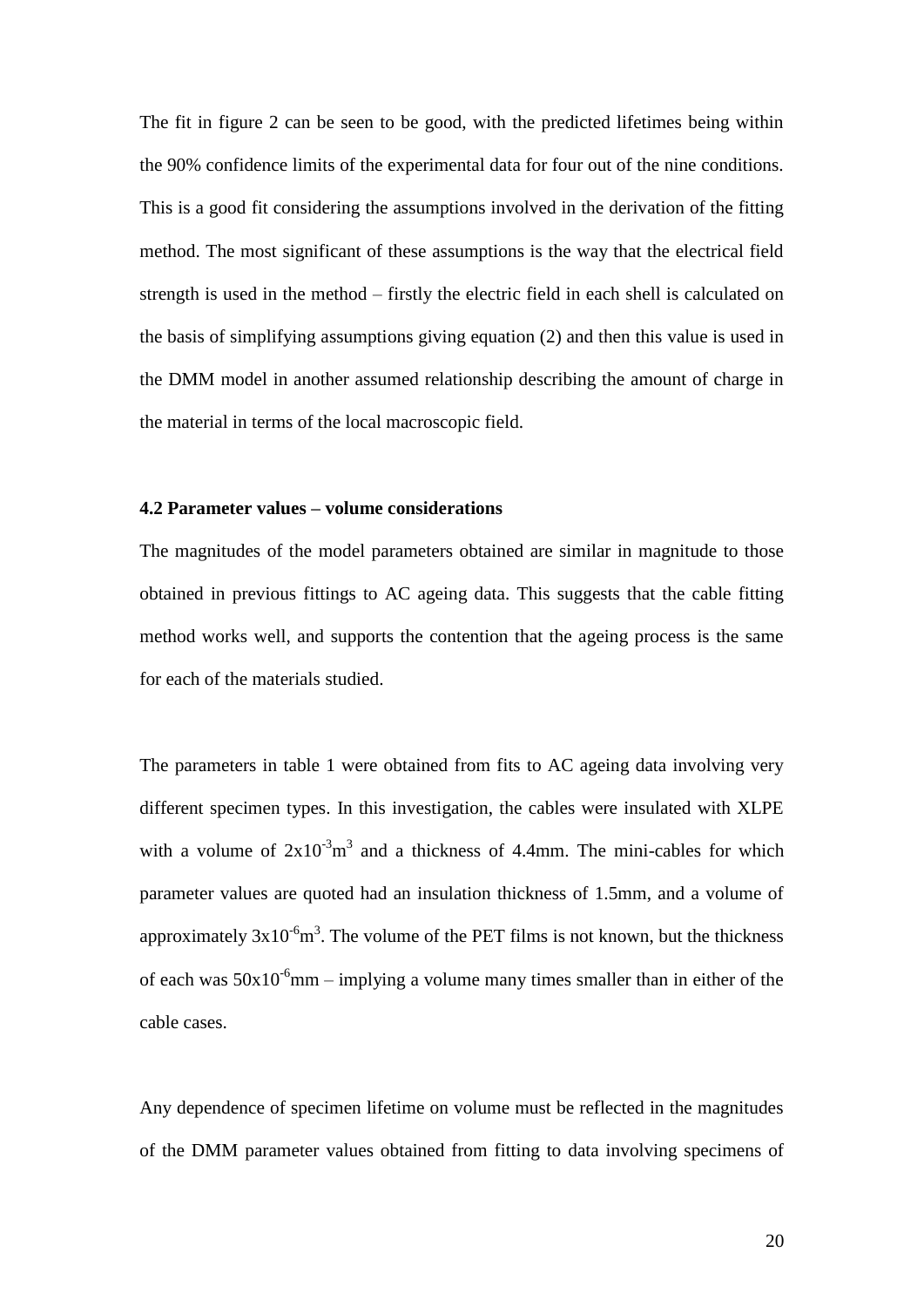The fit in figure 2 can be seen to be good, with the predicted lifetimes being within the 90% confidence limits of the experimental data for four out of the nine conditions. This is a good fit considering the assumptions involved in the derivation of the fitting method. The most significant of these assumptions is the way that the electrical field strength is used in the method – firstly the electric field in each shell is calculated on the basis of simplifying assumptions giving equation (2) and then this value is used in the DMM model in another assumed relationship describing the amount of charge in the material in terms of the local macroscopic field.

**4.2 Parameter values – volume considerations**

The magnitudes of the model parameters obtained are similar in magnitude to those obtained in previous fittings to AC ageing data. This suggests that the cable fitting method works well, and supports the contention that the ageing process is the same for each of the materials studied.

The parameters in table 1 were obtained from fits to AC ageing data involving very different specimen types. In this investigation, the cables were insulated with XLPE with a volume of $2 \times 10^{-3} m^3$ and a thickness of 4.4mm. The mini-cables for which parameter values are quoted had an insulation thickness of 1.5mm, and a volume of approximately $3 \times 10^{-6} m^3$. The volume of the PET films is not known, but the thickness of each was $50 \times 10^{-6}$mm – implying a volume many times smaller than in either of the cable cases.

Any dependence of specimen lifetime on volume must be reflected in the magnitudes of the DMM parameter values obtained from fitting to data involving specimens of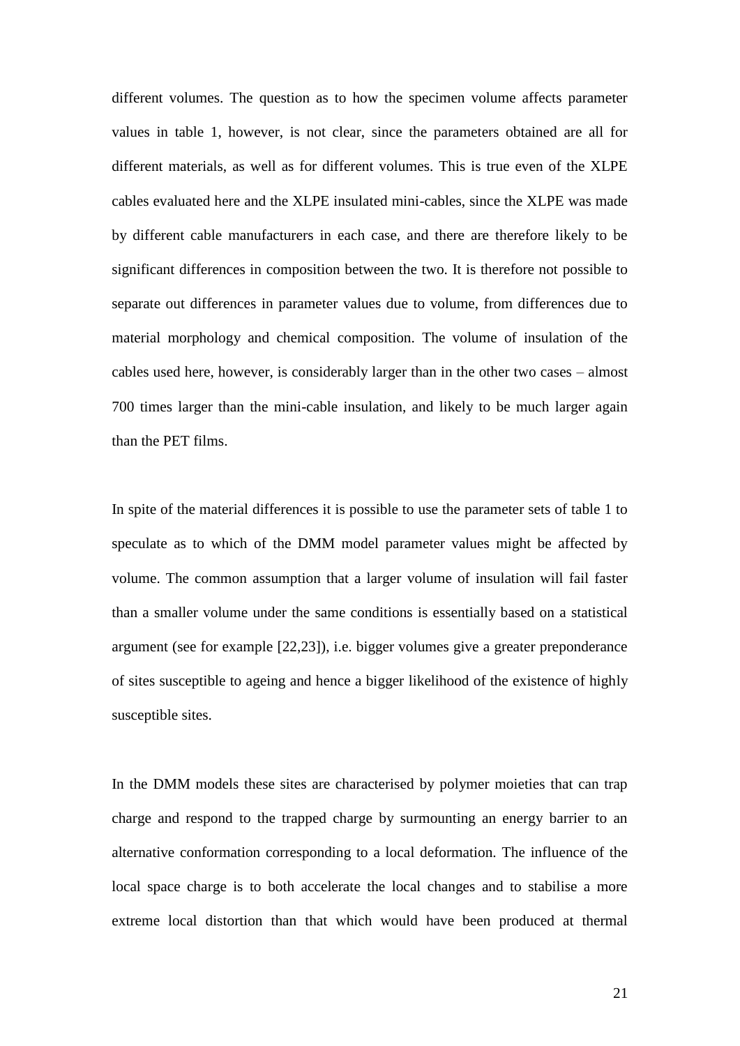different volumes. The question as to how the specimen volume affects parameter values in table 1, however, is not clear, since the parameters obtained are all for different materials, as well as for different volumes. This is true even of the XLPE cables evaluated here and the XLPE insulated mini-cables, since the XLPE was made by different cable manufacturers in each case, and there are therefore likely to be significant differences in composition between the two. It is therefore not possible to separate out differences in parameter values due to volume, from differences due to material morphology and chemical composition. The volume of insulation of the cables used here, however, is considerably larger than in the other two cases – almost 700 times larger than the mini-cable insulation, and likely to be much larger again than the PET films.

In spite of the material differences it is possible to use the parameter sets of table 1 to speculate as to which of the DMM model parameter values might be affected by volume. The common assumption that a larger volume of insulation will fail faster than a smaller volume under the same conditions is essentially based on a statistical argument (see for example [22,23]), i.e. bigger volumes give a greater preponderance of sites susceptible to ageing and hence a bigger likelihood of the existence of highly susceptible sites.

In the DMM models these sites are characterised by polymer moieties that can trap charge and respond to the trapped charge by surmounting an energy barrier to an alternative conformation corresponding to a local deformation. The influence of the local space charge is to both accelerate the local changes and to stabilise a more extreme local distortion than that which would have been produced at thermal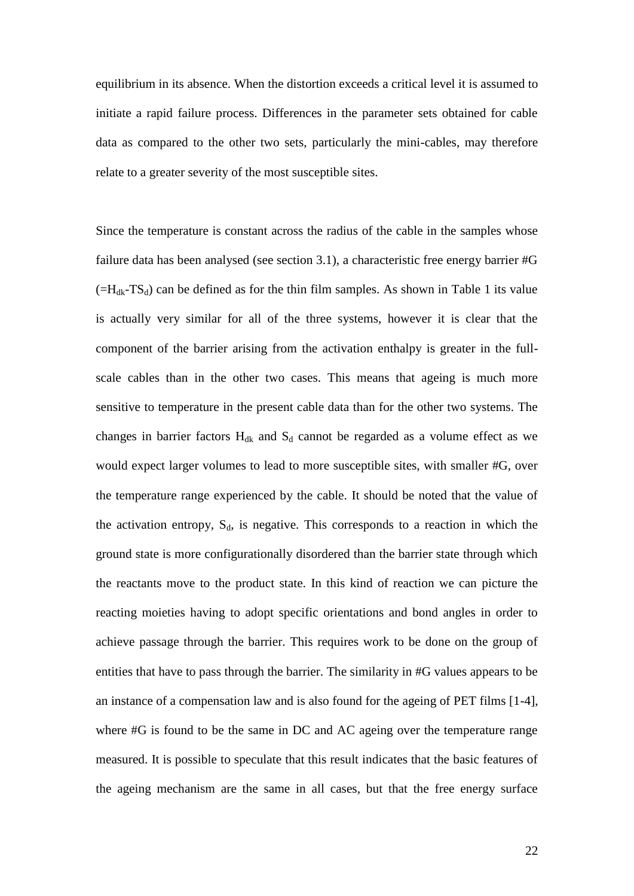equilibrium in its absence. When the distortion exceeds a critical level it is assumed to initiate a rapid failure process. Differences in the parameter sets obtained for cable data as compared to the other two sets, particularly the mini-cables, may therefore relate to a greater severity of the most susceptible sites.

Since the temperature is constant across the radius of the cable in the samples whose failure data has been analysed (see section 3.1), a characteristic free energy barrier #G ($=H_{dk}-TS_d$) can be defined as for the thin film samples. As shown in Table 1 its value is actually very similar for all of the three systems, however it is clear that the component of the barrier arising from the activation enthalpy is greater in the full-scale cables than in the other two cases. This means that ageing is much more sensitive to temperature in the present cable data than for the other two systems. The changes in barrier factors $H_{dk}$ and $S_d$ cannot be regarded as a volume effect as we would expect larger volumes to lead to more susceptible sites, with smaller #G, over the temperature range experienced by the cable. It should be noted that the value of the activation entropy, $S_d$, is negative. This corresponds to a reaction in which the ground state is more configurationally disordered than the barrier state through which the reactants move to the product state. In this kind of reaction we can picture the reacting moieties having to adopt specific orientations and bond angles in order to achieve passage through the barrier. This requires work to be done on the group of entities that have to pass through the barrier. The similarity in #G values appears to be an instance of a compensation law and is also found for the ageing of PET films [1-4], where #G is found to be the same in DC and AC ageing over the temperature range measured. It is possible to speculate that this result indicates that the basic features of the ageing mechanism are the same in all cases, but that the free energy surface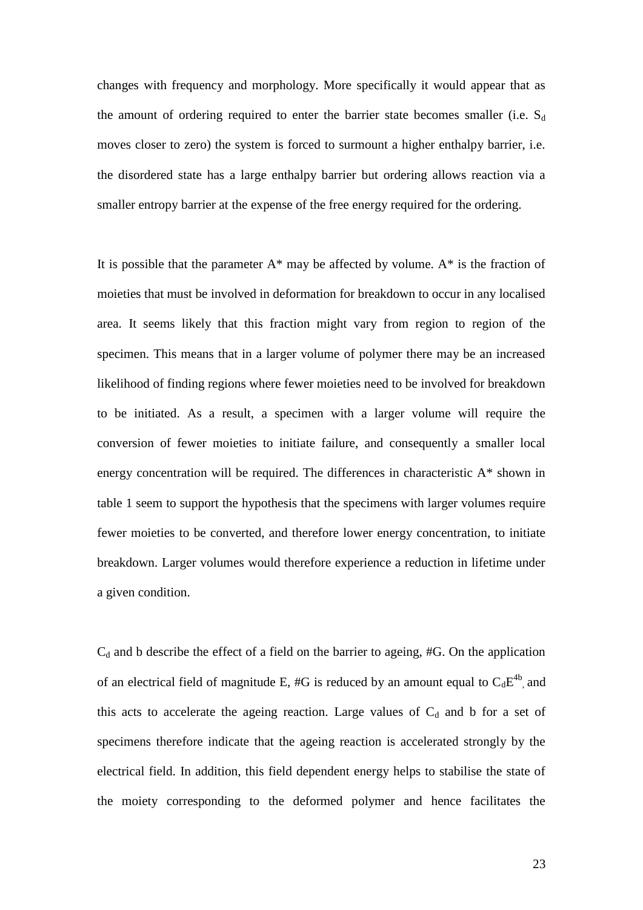changes with frequency and morphology. More specifically it would appear that as the amount of ordering required to enter the barrier state becomes smaller (i.e. $S_d$ moves closer to zero) the system is forced to surmount a higher enthalpy barrier, i.e. the disordered state has a large enthalpy barrier but ordering allows reaction via a smaller entropy barrier at the expense of the free energy required for the ordering.

It is possible that the parameter A* may be affected by volume. A* is the fraction of moieties that must be involved in deformation for breakdown to occur in any localised area. It seems likely that this fraction might vary from region to region of the specimen. This means that in a larger volume of polymer there may be an increased likelihood of finding regions where fewer moieties need to be involved for breakdown to be initiated. As a result, a specimen with a larger volume will require the conversion of fewer moieties to initiate failure, and consequently a smaller local energy concentration will be required. The differences in characteristic A* shown in table 1 seem to support the hypothesis that the specimens with larger volumes require fewer moieties to be converted, and therefore lower energy concentration, to initiate breakdown. Larger volumes would therefore experience a reduction in lifetime under a given condition.

$C_d$ and b describe the effect of a field on the barrier to ageing, #G. On the application of an electrical field of magnitude E, #G is reduced by an amount equal to $C_d E^{4b}$, and this acts to accelerate the ageing reaction. Large values of $C_d$ and b for a set of specimens therefore indicate that the ageing reaction is accelerated strongly by the electrical field. In addition, this field dependent energy helps to stabilise the state of the moiety corresponding to the deformed polymer and hence facilitates the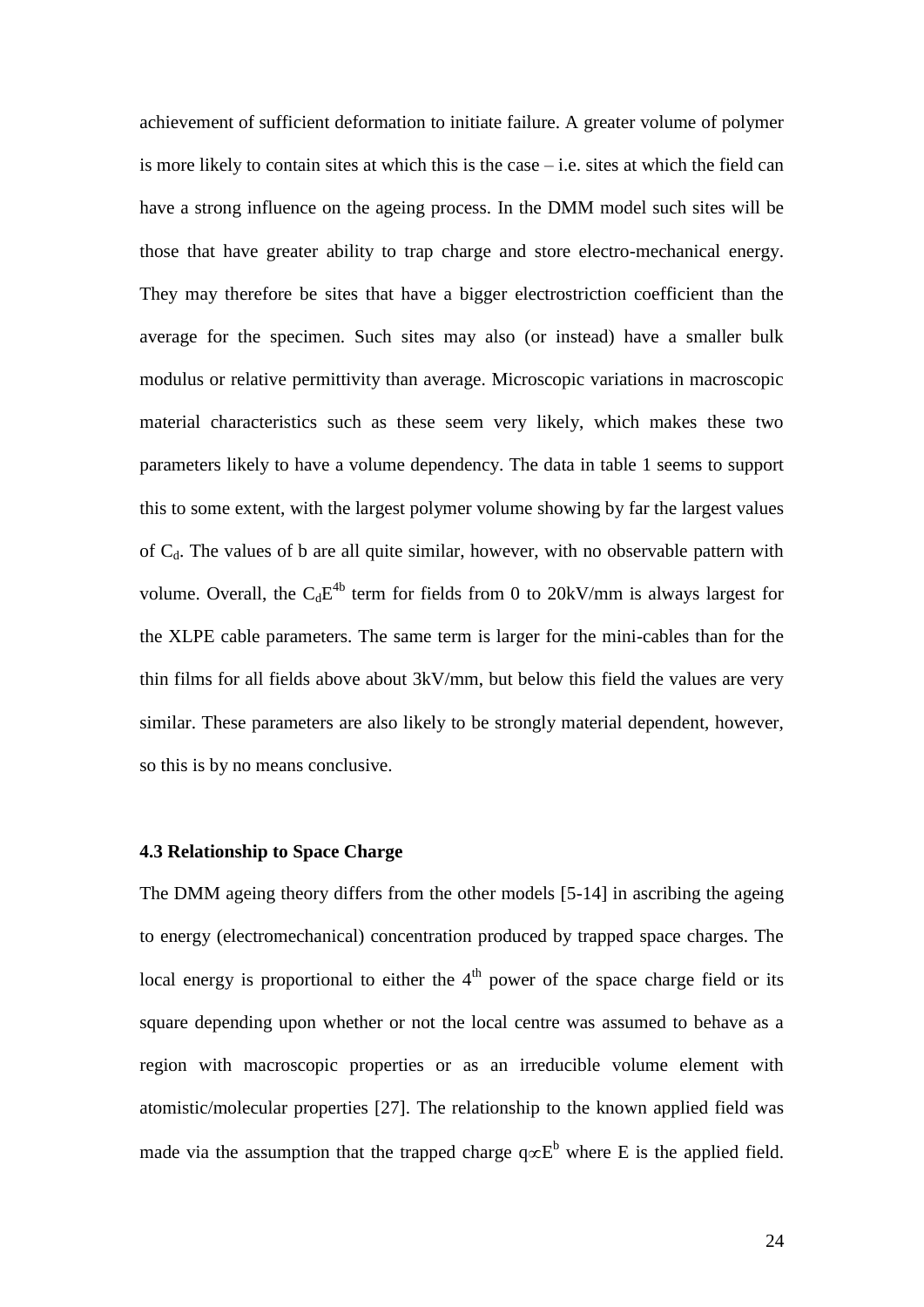achievement of sufficient deformation to initiate failure. A greater volume of polymer is more likely to contain sites at which this is the case – i.e. sites at which the field can have a strong influence on the ageing process. In the DMM model such sites will be those that have greater ability to trap charge and store electro-mechanical energy. They may therefore be sites that have a bigger electrostriction coefficient than the average for the specimen. Such sites may also (or instead) have a smaller bulk modulus or relative permittivity than average. Microscopic variations in macroscopic material characteristics such as these seem very likely, which makes these two parameters likely to have a volume dependency. The data in table 1 seems to support this to some extent, with the largest polymer volume showing by far the largest values of $C_d$. The values of b are all quite similar, however, with no observable pattern with volume. Overall, the $C_dE^{4b}$ term for fields from 0 to 20kV/mm is always largest for the XLPE cable parameters. The same term is larger for the mini-cables than for the thin films for all fields above about 3kV/mm, but below this field the values are very similar. These parameters are also likely to be strongly material dependent, however, so this is by no means conclusive.

### 4.3 Relationship to Space Charge

The DMM ageing theory differs from the other models [5-14] in ascribing the ageing to energy (electromechanical) concentration produced by trapped space charges. The local energy is proportional to either the 4$^{th}$ power of the space charge field or its square depending upon whether or not the local centre was assumed to behave as a region with macroscopic properties or as an irreducible volume element with atomistic/molecular properties [27]. The relationship to the known applied field was made via the assumption that the trapped charge $q \propto E^b$ where E is the applied field.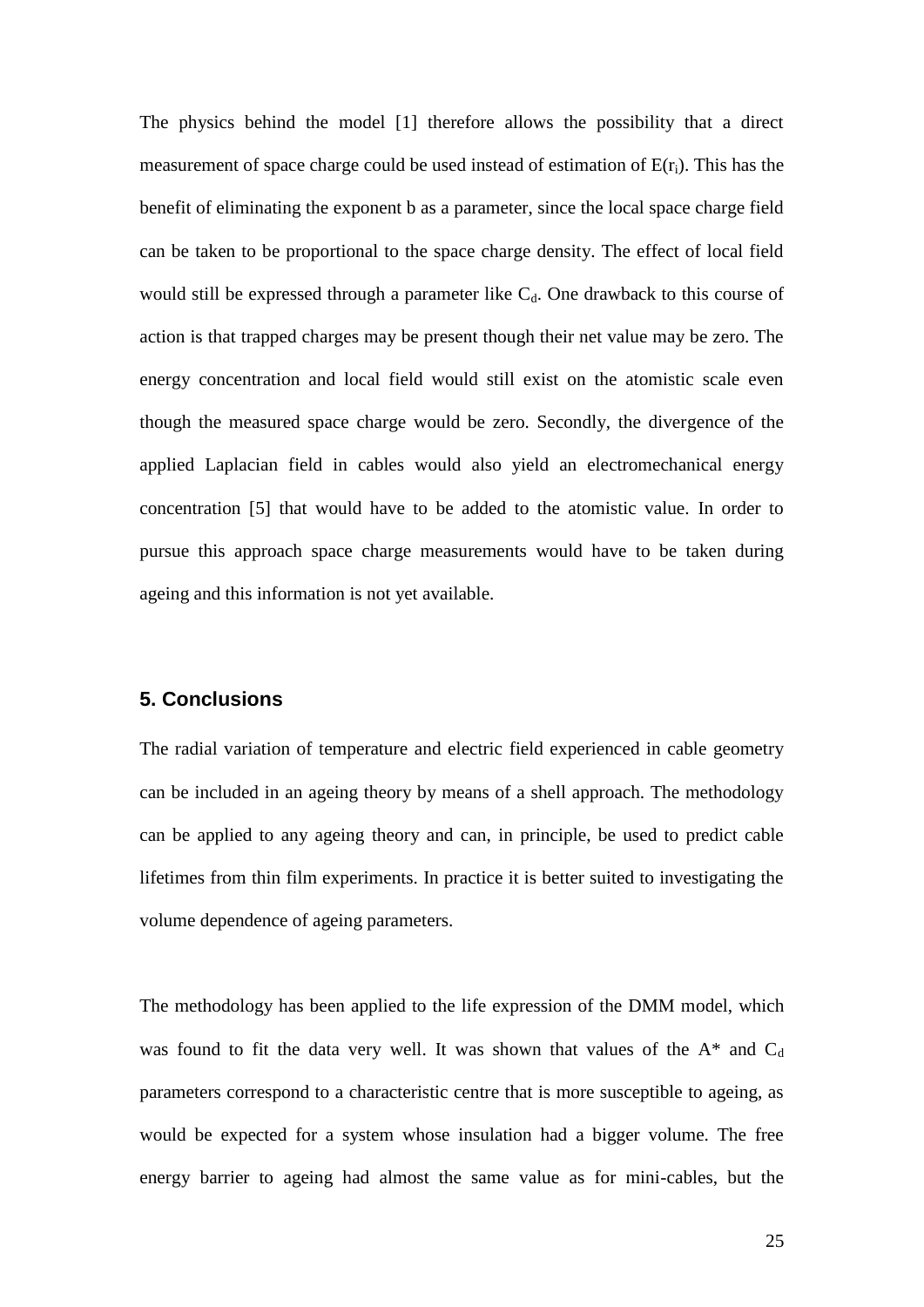The physics behind the model [1] therefore allows the possibility that a direct measurement of space charge could be used instead of estimation of $E(r_i)$. This has the benefit of eliminating the exponent b as a parameter, since the local space charge field can be taken to be proportional to the space charge density. The effect of local field would still be expressed through a parameter like $C_d$. One drawback to this course of action is that trapped charges may be present though their net value may be zero. The energy concentration and local field would still exist on the atomistic scale even though the measured space charge would be zero. Secondly, the divergence of the applied Laplacian field in cables would also yield an electromechanical energy concentration [5] that would have to be added to the atomistic value. In order to pursue this approach space charge measurements would have to be taken during ageing and this information is not yet available.

## 5. Conclusions

The radial variation of temperature and electric field experienced in cable geometry can be included in an ageing theory by means of a shell approach. The methodology can be applied to any ageing theory and can, in principle, be used to predict cable lifetimes from thin film experiments. In practice it is better suited to investigating the volume dependence of ageing parameters.

The methodology has been applied to the life expression of the DMM model, which was found to fit the data very well. It was shown that values of the $A^*$ and $C_d$ parameters correspond to a characteristic centre that is more susceptible to ageing, as would be expected for a system whose insulation had a bigger volume. The free energy barrier to ageing had almost the same value as for mini-cables, but the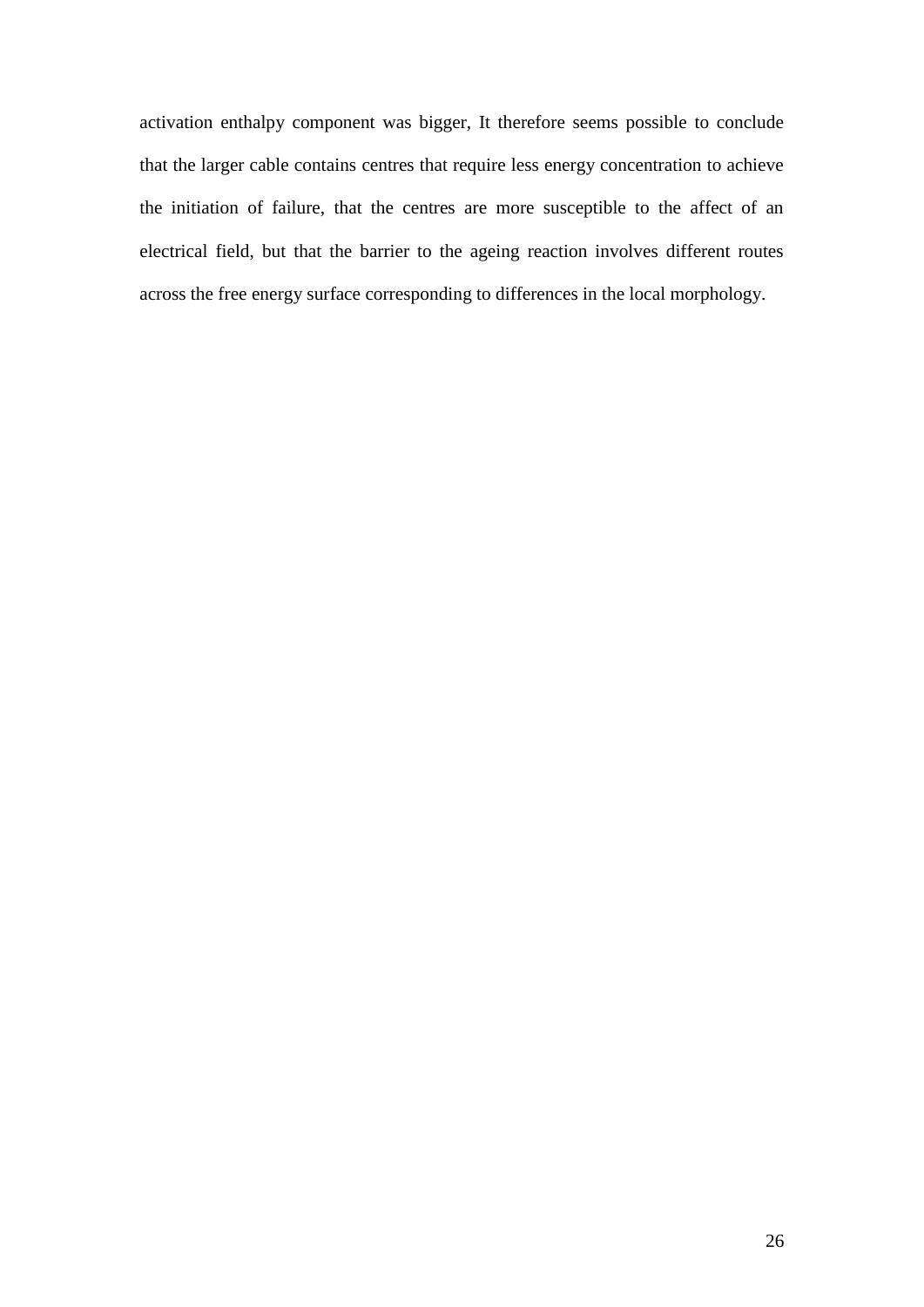activation enthalpy component was bigger, It therefore seems possible to conclude that the larger cable contains centres that require less energy concentration to achieve the initiation of failure, that the centres are more susceptible to the affect of an electrical field, but that the barrier to the ageing reaction involves different routes across the free energy surface corresponding to differences in the local morphology.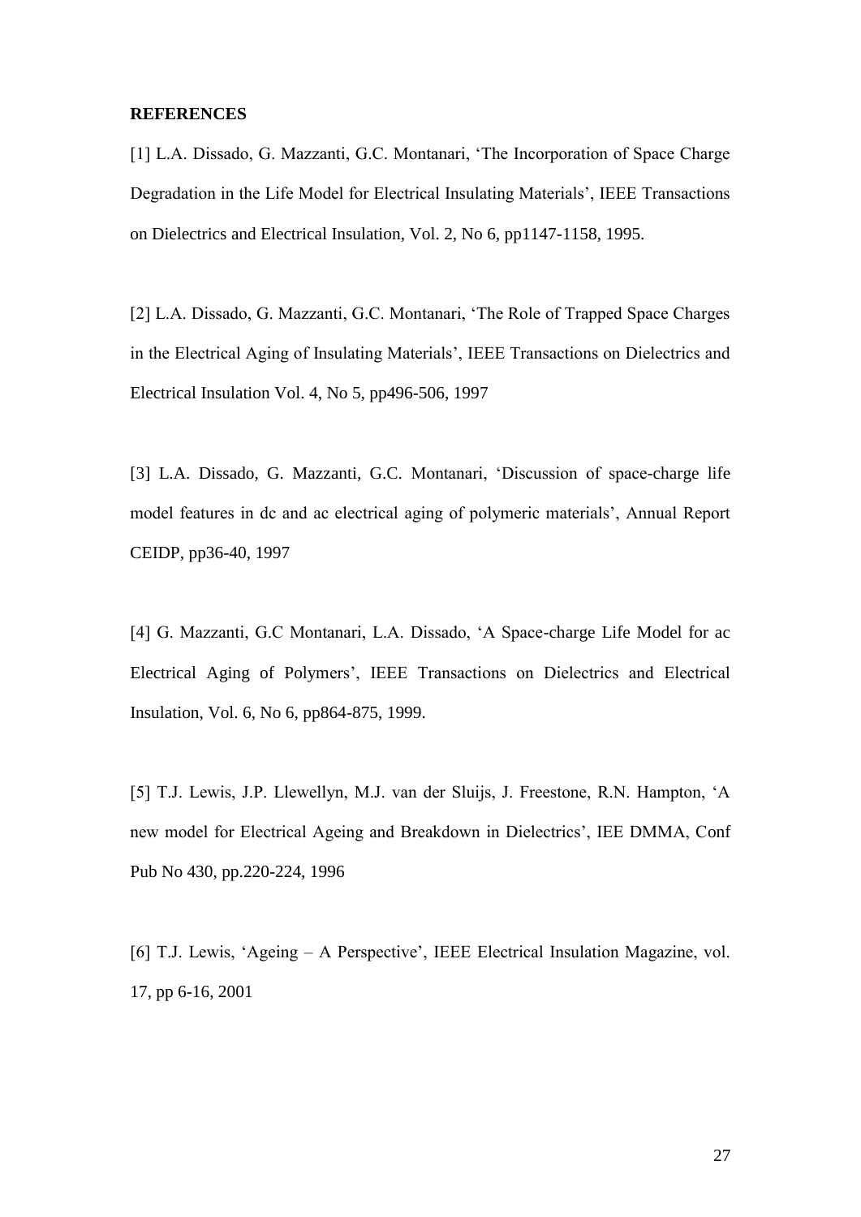**REFERENCES**

[1] L.A. Dissado, G. Mazzanti, G.C. Montanari, 'The Incorporation of Space Charge Degradation in the Life Model for Electrical Insulating Materials', IEEE Transactions on Dielectrics and Electrical Insulation, Vol. 2, No 6, pp1147-1158, 1995.

[2] L.A. Dissado, G. Mazzanti, G.C. Montanari, 'The Role of Trapped Space Charges in the Electrical Aging of Insulating Materials', IEEE Transactions on Dielectrics and Electrical Insulation Vol. 4, No 5, pp496-506, 1997

[3] L.A. Dissado, G. Mazzanti, G.C. Montanari, 'Discussion of space-charge life model features in dc and ac electrical aging of polymeric materials', Annual Report CEIDP, pp36-40, 1997

[4] G. Mazzanti, G.C Montanari, L.A. Dissado, 'A Space-charge Life Model for ac Electrical Aging of Polymers', IEEE Transactions on Dielectrics and Electrical Insulation, Vol. 6, No 6, pp864-875, 1999.

[5] T.J. Lewis, J.P. Llewellyn, M.J. van der Sluijs, J. Freestone, R.N. Hampton, 'A new model for Electrical Ageing and Breakdown in Dielectrics', IEE DMMA, Conf Pub No 430, pp.220-224, 1996

[6] T.J. Lewis, 'Ageing – A Perspective', IEEE Electrical Insulation Magazine, vol. 17, pp 6-16, 2001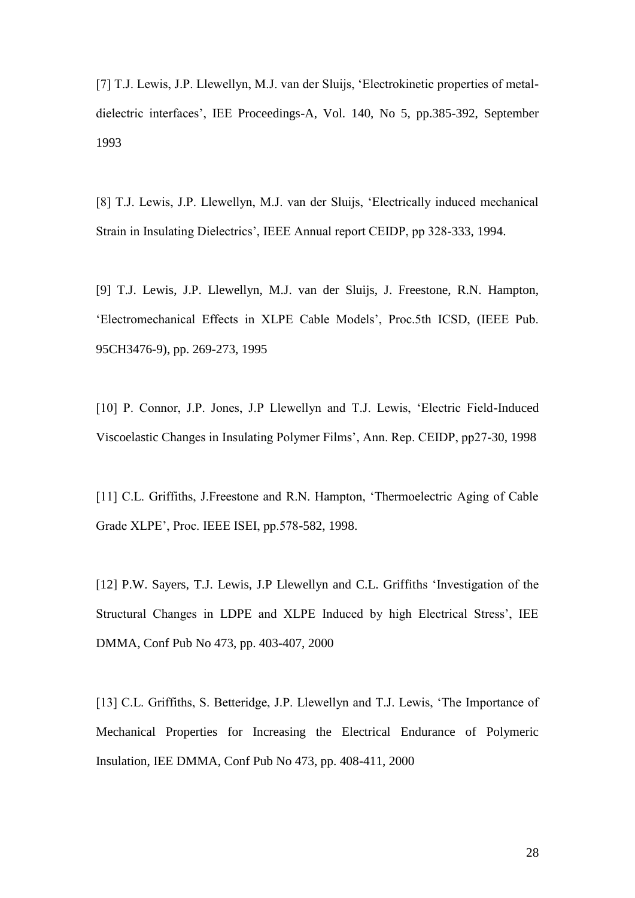[7] T.J. Lewis, J.P. Llewellyn, M.J. van der Sluijs, 'Electrokinetic properties of metal-dielectric interfaces', IEE Proceedings-A, Vol. 140, No 5, pp.385-392, September 1993

[8] T.J. Lewis, J.P. Llewellyn, M.J. van der Sluijs, 'Electrically induced mechanical Strain in Insulating Dielectrics', IEEE Annual report CEIDP, pp 328-333, 1994.

[9] T.J. Lewis, J.P. Llewellyn, M.J. van der Sluijs, J. Freestone, R.N. Hampton, 'Electromechanical Effects in XLPE Cable Models', Proc.5th ICSD, (IEEE Pub. 95CH3476-9), pp. 269-273, 1995

[10] P. Connor, J.P. Jones, J.P Llewellyn and T.J. Lewis, 'Electric Field-Induced Viscoelastic Changes in Insulating Polymer Films', Ann. Rep. CEIDP, pp27-30, 1998

[11] C.L. Griffiths, J.Freestone and R.N. Hampton, 'Thermoelectric Aging of Cable Grade XLPE', Proc. IEEE ISEI, pp.578-582, 1998.

[12] P.W. Sayers, T.J. Lewis, J.P Llewellyn and C.L. Griffiths 'Investigation of the Structural Changes in LDPE and XLPE Induced by high Electrical Stress', IEE DMMA, Conf Pub No 473, pp. 403-407, 2000

[13] C.L. Griffiths, S. Betteridge, J.P. Llewellyn and T.J. Lewis, 'The Importance of Mechanical Properties for Increasing the Electrical Endurance of Polymeric Insulation, IEE DMMA, Conf Pub No 473, pp. 408-411, 2000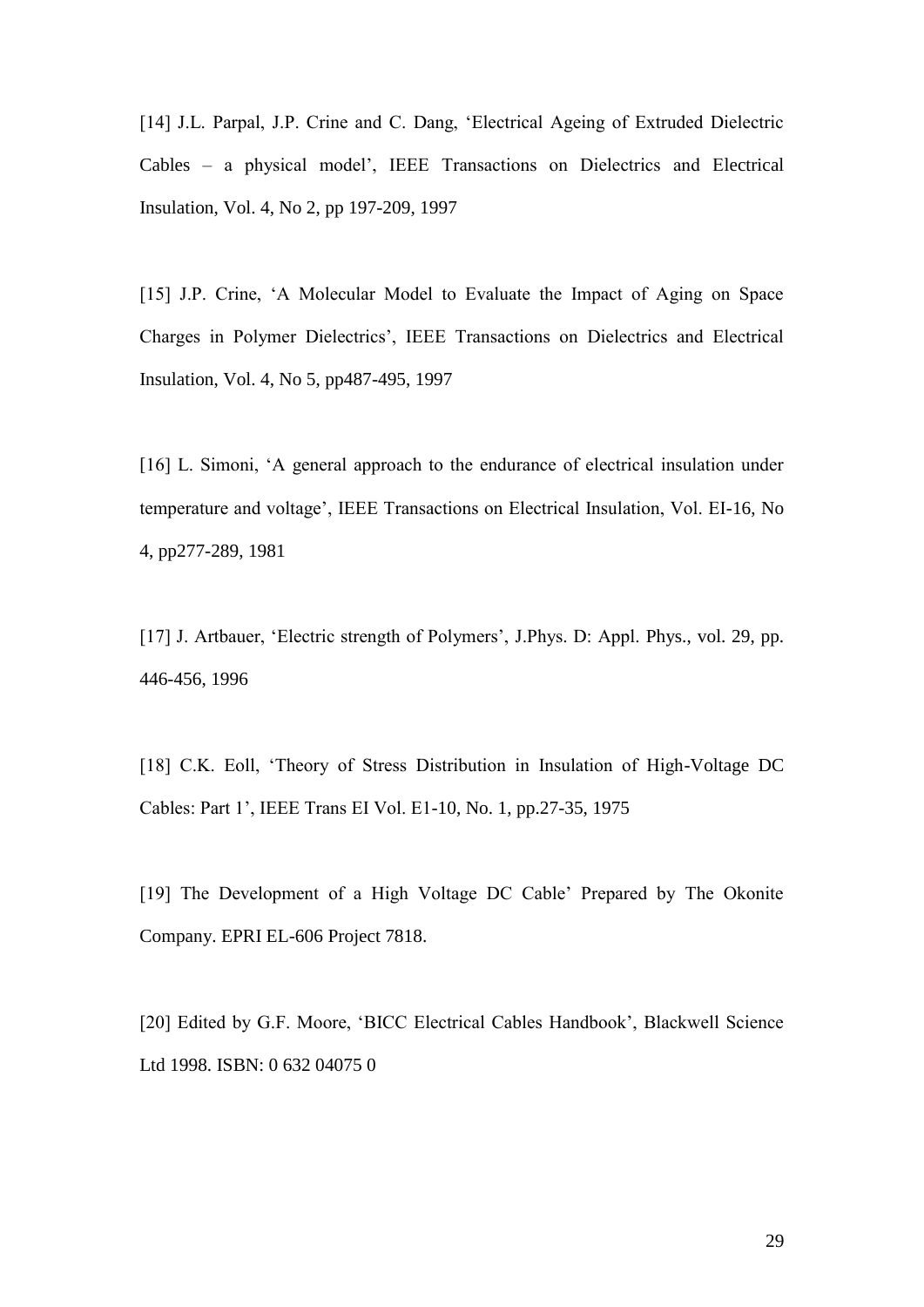[14] J.L. Parpal, J.P. Crine and C. Dang, 'Electrical Ageing of Extruded Dielectric Cables – a physical model', IEEE Transactions on Dielectrics and Electrical Insulation, Vol. 4, No 2, pp 197-209, 1997

[15] J.P. Crine, 'A Molecular Model to Evaluate the Impact of Aging on Space Charges in Polymer Dielectrics', IEEE Transactions on Dielectrics and Electrical Insulation, Vol. 4, No 5, pp487-495, 1997

[16] L. Simoni, 'A general approach to the endurance of electrical insulation under temperature and voltage', IEEE Transactions on Electrical Insulation, Vol. EI-16, No 4, pp277-289, 1981

[17] J. Artbauer, 'Electric strength of Polymers', J.Phys. D: Appl. Phys., vol. 29, pp. 446-456, 1996

[18] C.K. Eoll, 'Theory of Stress Distribution in Insulation of High-Voltage DC Cables: Part 1', IEEE Trans EI Vol. E1-10, No. 1, pp.27-35, 1975

[19] The Development of a High Voltage DC Cable' Prepared by The Okonite Company. EPRI EL-606 Project 7818.

[20] Edited by G.F. Moore, 'BICC Electrical Cables Handbook', Blackwell Science Ltd 1998. ISBN: 0 632 04075 0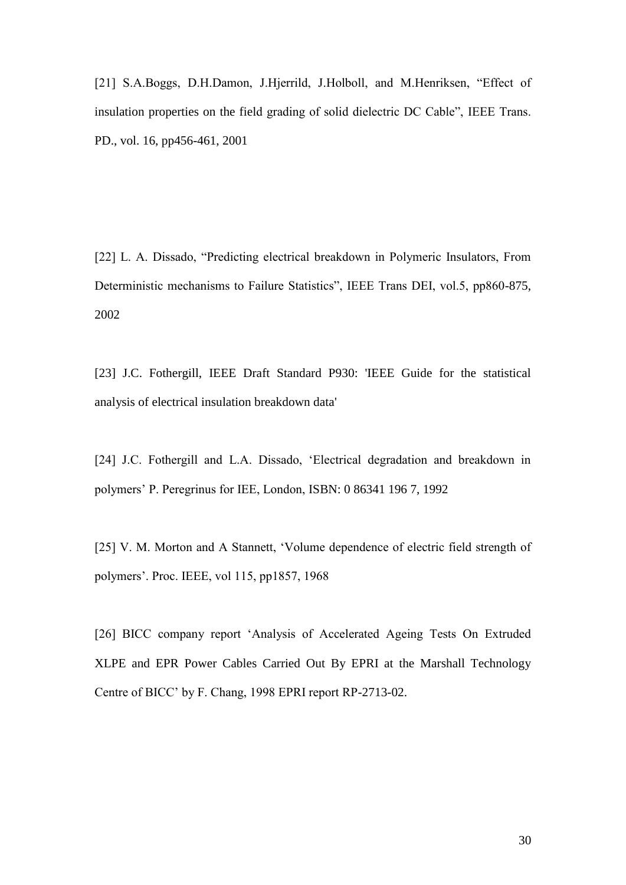[21] S.A.Boggs, D.H.Damon, J.Hjerrild, J.Holboll, and M.Henriksen, “Effect of insulation properties on the field grading of solid dielectric DC Cable”, IEEE Trans. PD., vol. 16, pp456-461, 2001

[22] L. A. Dissado, “Predicting electrical breakdown in Polymeric Insulators, From Deterministic mechanisms to Failure Statistics”, IEEE Trans DEI, vol.5, pp860-875, 2002

[23] J.C. Fothergill, IEEE Draft Standard P930: 'IEEE Guide for the statistical analysis of electrical insulation breakdown data'

[24] J.C. Fothergill and L.A. Dissado, ‘Electrical degradation and breakdown in polymers’ P. Peregrinus for IEE, London, ISBN: 0 86341 196 7, 1992

[25] V. M. Morton and A Stannett, ‘Volume dependence of electric field strength of polymers’. Proc. IEEE, vol 115, pp1857, 1968

[26] BICC company report ‘Analysis of Accelerated Ageing Tests On Extruded XLPE and EPR Power Cables Carried Out By EPRI at the Marshall Technology Centre of BICC’ by F. Chang, 1998 EPRI report RP-2713-02.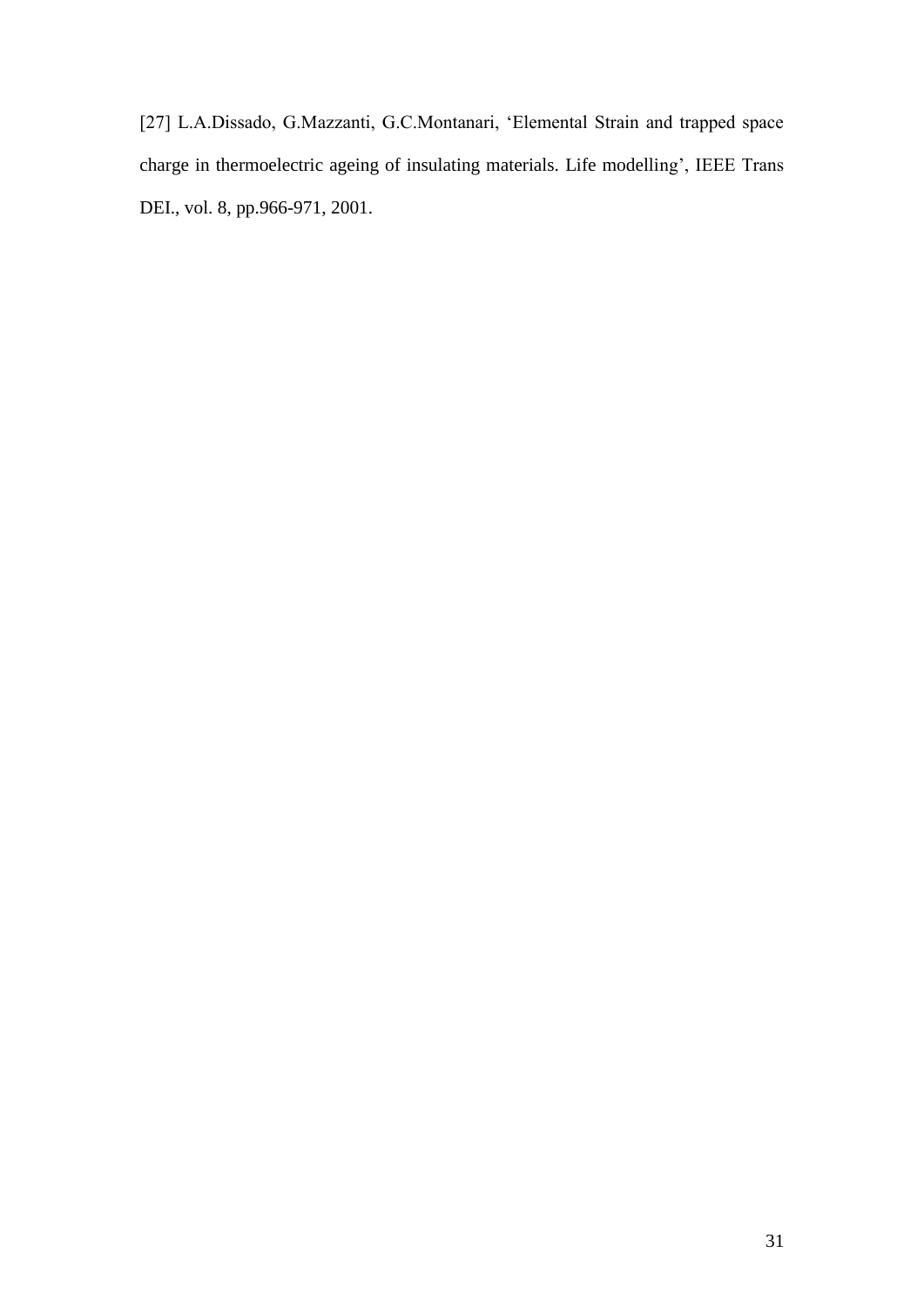[27] L.A.Dissado, G.Mazzanti, G.C.Montanari, 'Elemental Strain and trapped space charge in thermoelectric ageing of insulating materials. Life modelling', IEEE Trans DEI., vol. 8, pp.966-971, 2001.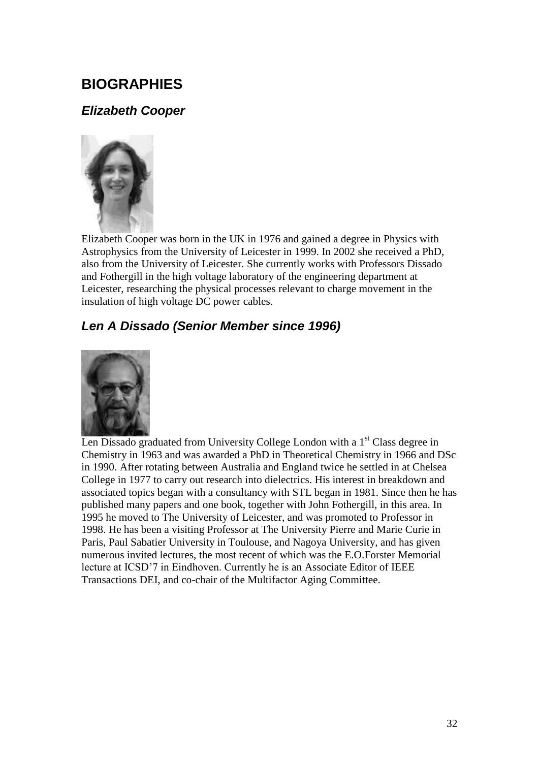# BIOGRAPHIES

## *Elizabeth Cooper*

Elizabeth Cooper was born in the UK in 1976 and gained a degree in Physics with Astrophysics from the University of Leicester in 1999. In 2002 she received a PhD, also from the University of Leicester. She currently works with Professors Dissado and Fothergill in the high voltage laboratory of the engineering department at Leicester, researching the physical processes relevant to charge movement in the insulation of high voltage DC power cables.

## *Len A Dissado (Senior Member since 1996)*

Len Dissado graduated from University College London with a 1st Class degree in Chemistry in 1963 and was awarded a PhD in Theoretical Chemistry in 1966 and DSc in 1990. After rotating between Australia and England twice he settled in at Chelsea College in 1977 to carry out research into dielectrics. His interest in breakdown and associated topics began with a consultancy with STL began in 1981. Since then he has published many papers and one book, together with John Fothergill, in this area. In 1995 he moved to The University of Leicester, and was promoted to Professor in 1998. He has been a visiting Professor at The University Pierre and Marie Curie in Paris, Paul Sabatier University in Toulouse, and Nagoya University, and has given numerous invited lectures, the most recent of which was the E.O.Forster Memorial lecture at ICSD'7 in Eindhoven. Currently he is an Associate Editor of IEEE Transactions DEI, and co-chair of the Multifactor Aging Committee.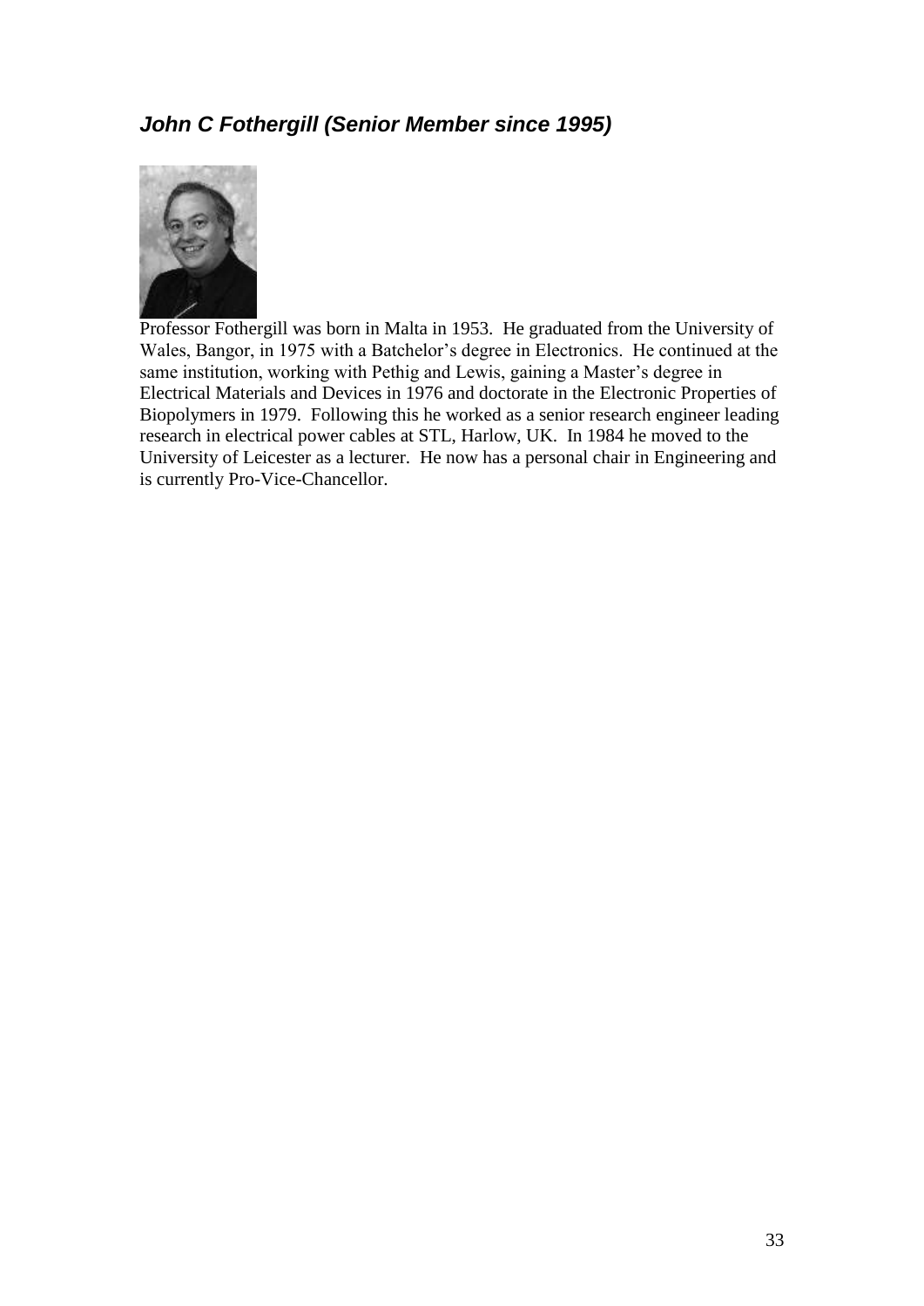## *John C Fothergill (Senior Member since 1995)*

Professor Fothergill was born in Malta in 1953. He graduated from the University of Wales, Bangor, in 1975 with a Batchelor's degree in Electronics. He continued at the same institution, working with Pethig and Lewis, gaining a Master's degree in Electrical Materials and Devices in 1976 and doctorate in the Electronic Properties of Biopolymers in 1979. Following this he worked as a senior research engineer leading research in electrical power cables at STL, Harlow, UK. In 1984 he moved to the University of Leicester as a lecturer. He now has a personal chair in Engineering and is currently Pro-Vice-Chancellor.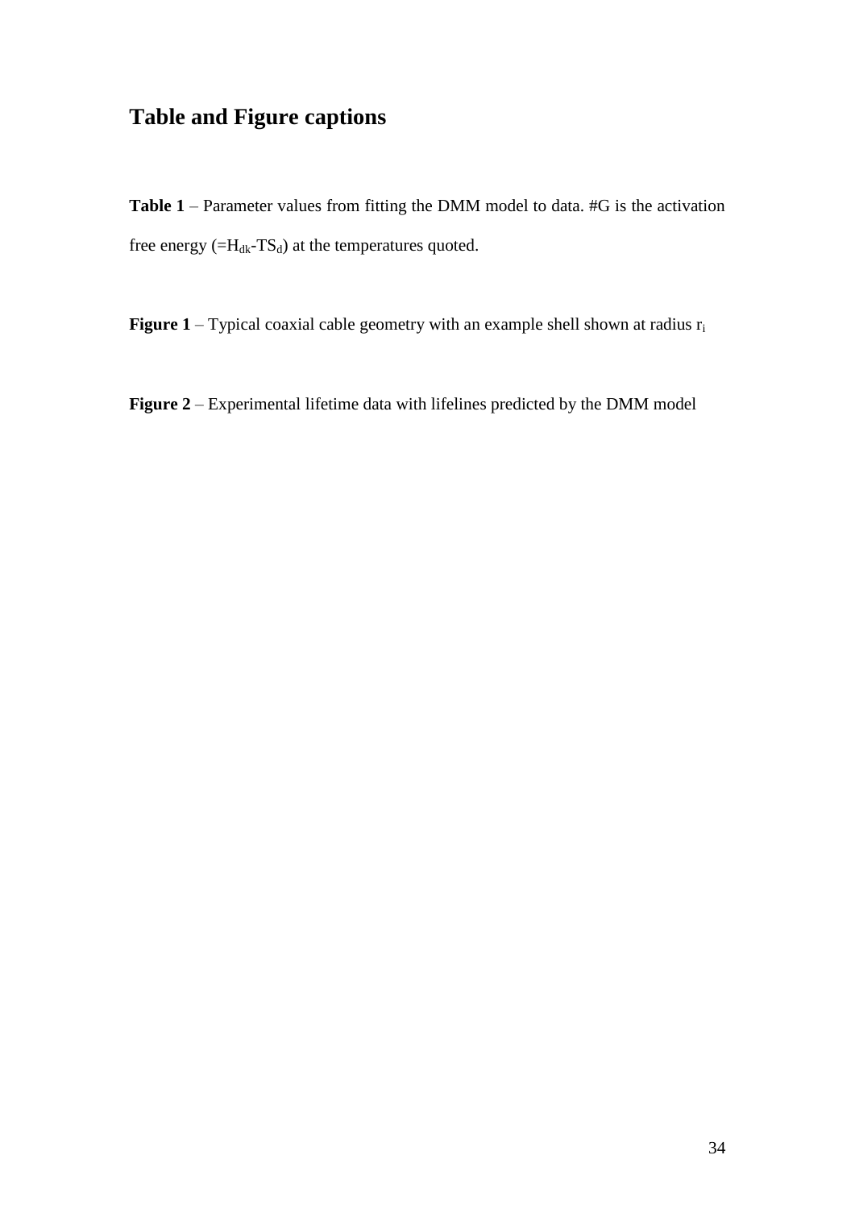# Table and Figure captions

**Table 1** – Parameter values from fitting the DMM model to data. #G is the activation free energy (=$H_{dk}$-$TS_d$) at the temperatures quoted.

**Figure 1** – Typical coaxial cable geometry with an example shell shown at radius $r_i$

**Figure 2** – Experimental lifetime data with lifelines predicted by the DMM model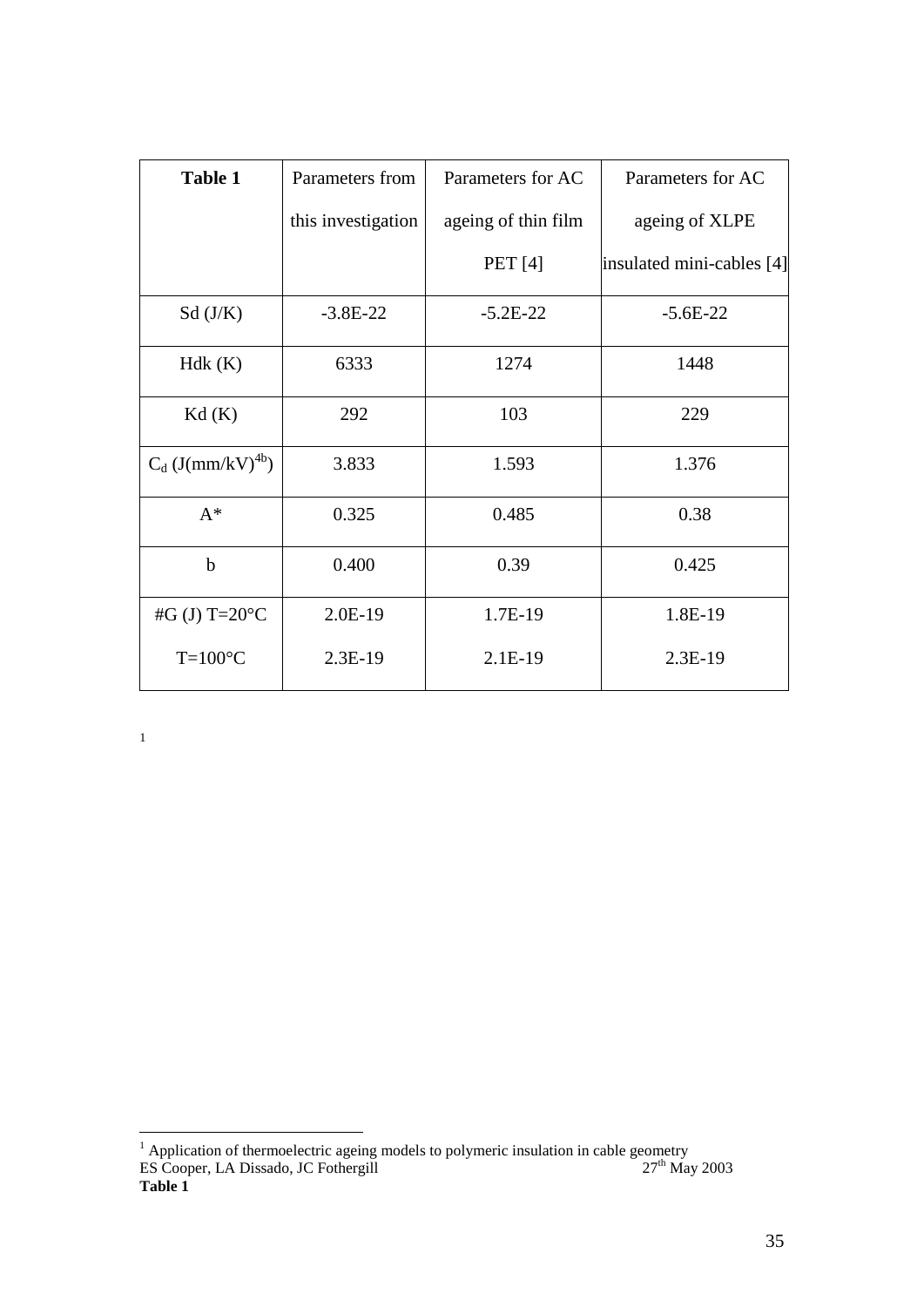| **Table 1** | Parameters from this investigation | Parameters for AC ageing of thin film PET [4] | Parameters for AC ageing of XLPE insulated mini-cables [4] |
|---|---|---|---|
| Sd (J/K) | -3.8E-22 | -5.2E-22 | -5.6E-22 |
| Hdk (K) | 6333 | 1274 | 1448 |
| Kd (K) | 292 | 103 | 229 |
| $C_d$ (J(mm/kV)$^{4b}$) | 3.833 | 1.593 | 1.376 |
| A* | 0.325 | 0.485 | 0.38 |
| b | 0.400 | 0.39 | 0.425 |
| #G (J) T=20°C<br>T=100°C | 2.0E-19<br>2.3E-19 | 1.7E-19<br>2.1E-19 | 1.8E-19<br>2.3E-19 |

[1]

---

[1] Application of thermoelectric ageing models to polymeric insulation in cable geometry
ES Cooper, LA Dissado, JC Fothergill 27th May 2003
**Table 1**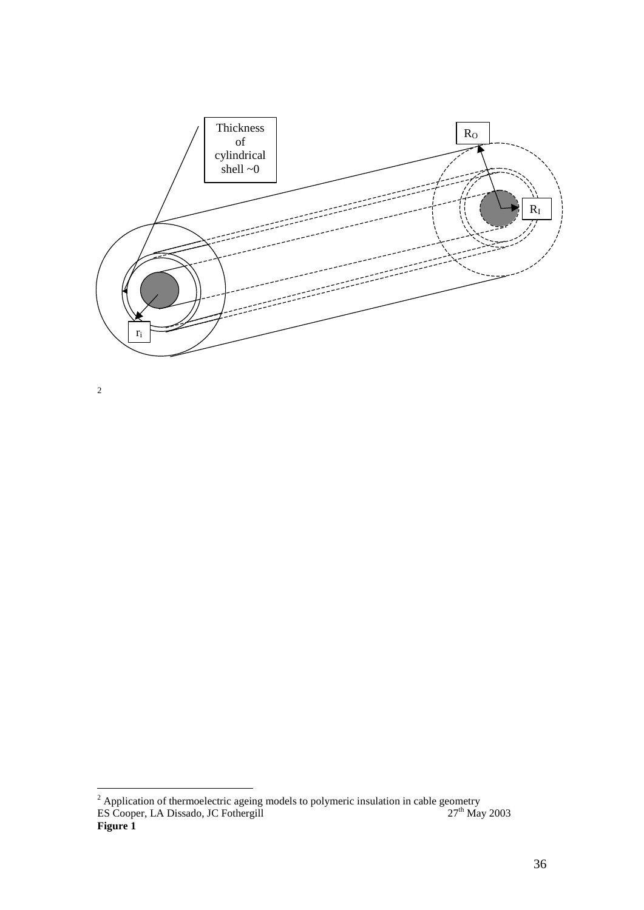Thickness of cylindrical shell ~0

$R_O$

$R_I$

$r_i$

[2]

---

[2] Application of thermoelectric ageing models to polymeric insulation in cable geometry
ES Cooper, LA Dissado, JC Fothergill 27[th] May 2003

**Figure 1**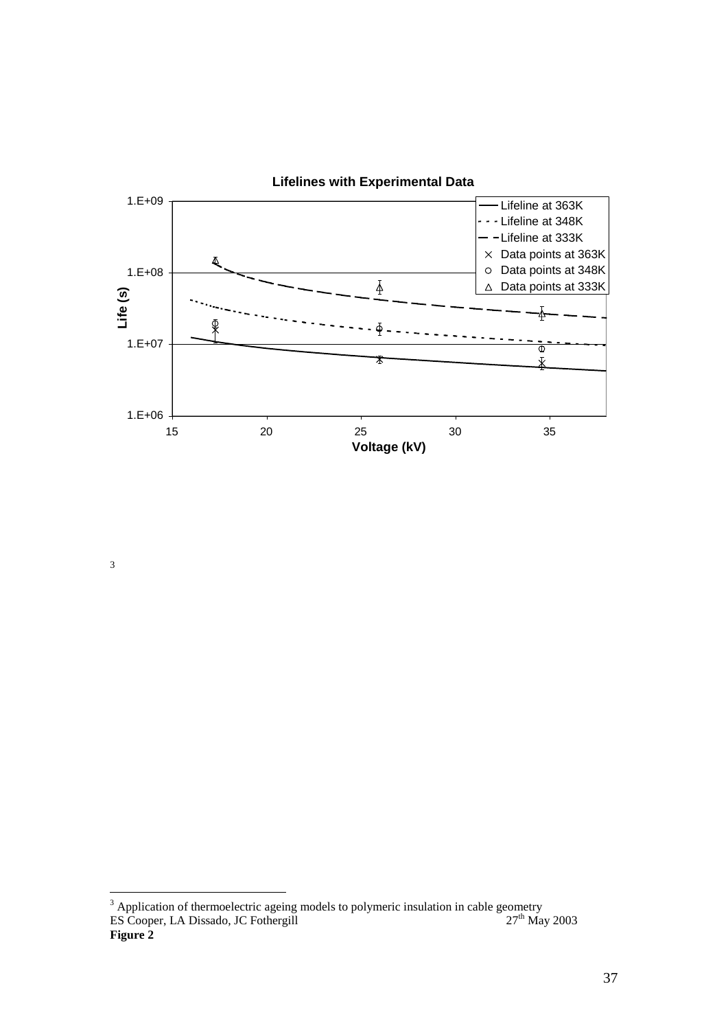Lifelines with Experimental Data

1.E+09
1.E+08
1.E+07
1.E+06

Life (s)

15
20
25
30
35

Voltage (kV)

Lifeline at 363K
Lifeline at 348K
Lifeline at 333K
Data points at 363K
Data points at 348K
Data points at 333K

3

[3] Application of thermoelectric ageing models to polymeric insulation in cable geometry
ES Cooper, LA Dissado, JC Fothergill 27th May 2003

**Figure 2**